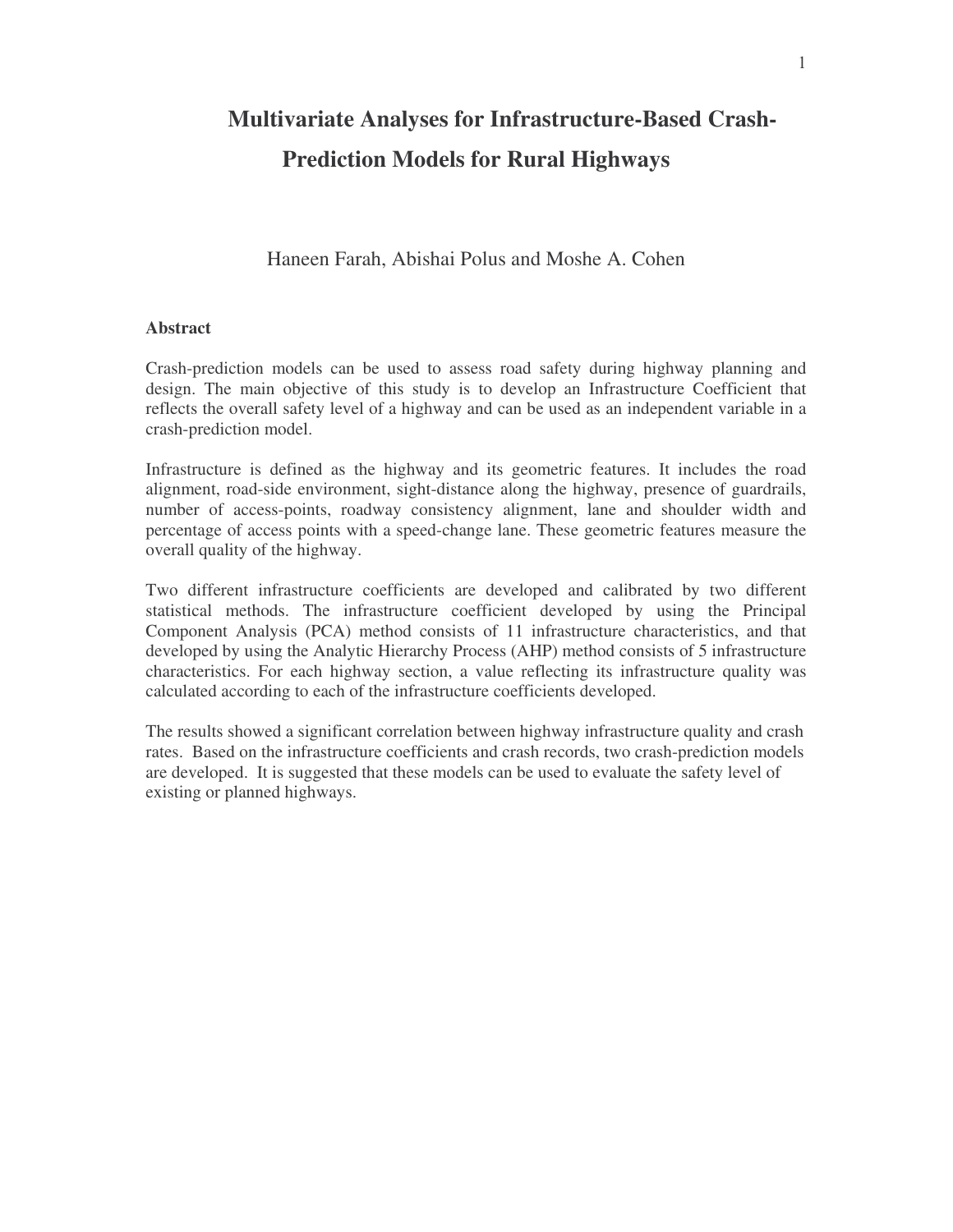# Multivariate Analyses for Infrastructure-Based Crash-Prediction Models for Rural Highways

Haneen Farah, Abishai Polus and Moshe A. Cohen

## Abstract

Crash-prediction models can be used to assess road safety during highway planning and design. The main objective of this study is to develop an Infrastructure Coefficient that reflects the overall safety level of a highway and can be used as an independent variable in a crash-prediction model.

Infrastructure is defined as the highway and its geometric features. It includes the road alignment, road-side environment, sight-distance along the highway, presence of guardrails, number of access-points, roadway consistency alignment, lane and shoulder width and percentage of access points with a speed-change lane. These geometric features measure the overall quality of the highway.

Two different infrastructure coefficients are developed and calibrated by two different statistical methods. The infrastructure coefficient developed by using the Principal Component Analysis (PCA) method consists of 11 infrastructure characteristics, and that developed by using the Analytic Hierarchy Process (AHP) method consists of 5 infrastructure characteristics. For each highway section, a value reflecting its infrastructure quality was calculated according to each of the infrastructure coefficients developed.

The results showed a significant correlation between highway infrastructure quality and crash rates. Based on the infrastructure coefficients and crash records, two crash-prediction models are developed. It is suggested that these models can be used to evaluate the safety level of existing or planned highways.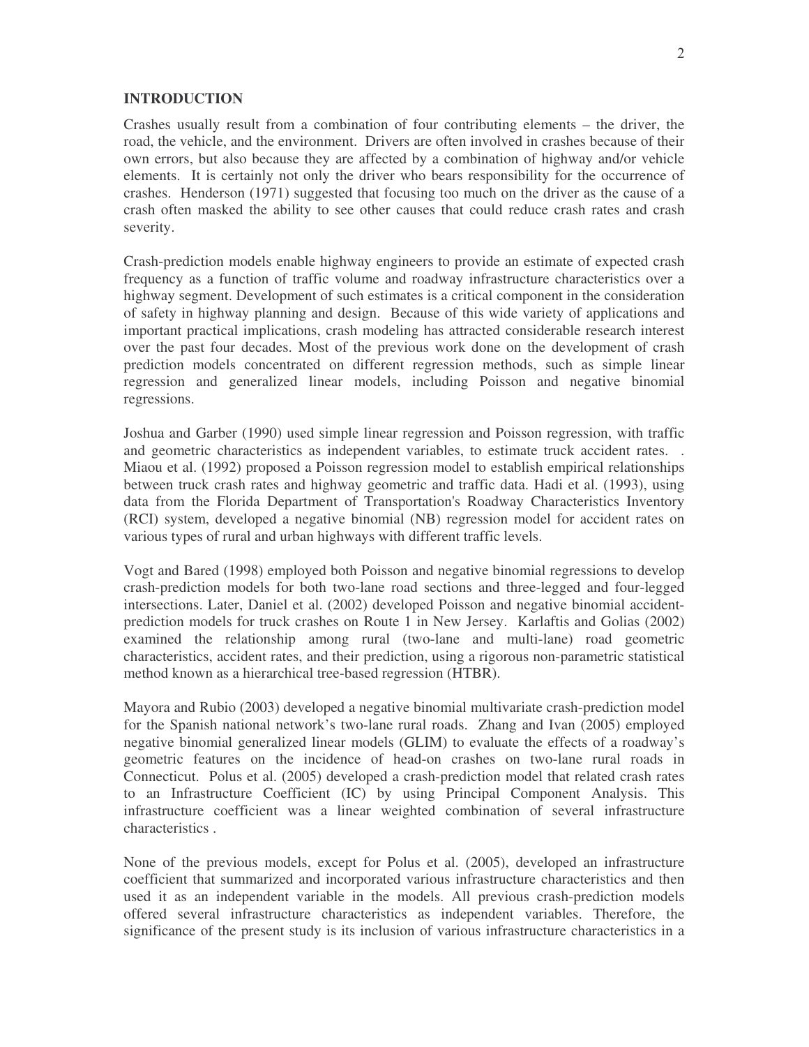## INTRODUCTION

Crashes usually result from a combination of four contributing elements – the driver, the road, the vehicle, and the environment. Drivers are often involved in crashes because of their own errors, but also because they are affected by a combination of highway and/or vehicle elements. It is certainly not only the driver who bears responsibility for the occurrence of crashes. Henderson (1971) suggested that focusing too much on the driver as the cause of a crash often masked the ability to see other causes that could reduce crash rates and crash severity.

Crash-prediction models enable highway engineers to provide an estimate of expected crash frequency as a function of traffic volume and roadway infrastructure characteristics over a highway segment. Development of such estimates is a critical component in the consideration of safety in highway planning and design. Because of this wide variety of applications and important practical implications, crash modeling has attracted considerable research interest over the past four decades. Most of the previous work done on the development of crash prediction models concentrated on different regression methods, such as simple linear regression and generalized linear models, including Poisson and negative binomial regressions.

Joshua and Garber (1990) used simple linear regression and Poisson regression, with traffic and geometric characteristics as independent variables, to estimate truck accident rates. . Miaou et al. (1992) proposed a Poisson regression model to establish empirical relationships between truck crash rates and highway geometric and traffic data. Hadi et al. (1993), using data from the Florida Department of Transportation's Roadway Characteristics Inventory (RCI) system, developed a negative binomial (NB) regression model for accident rates on various types of rural and urban highways with different traffic levels.

Vogt and Bared (1998) employed both Poisson and negative binomial regressions to develop crash-prediction models for both two-lane road sections and three-legged and four-legged intersections. Later, Daniel et al. (2002) developed Poisson and negative binomial accident-prediction models for truck crashes on Route 1 in New Jersey. Karlaftis and Golias (2002) examined the relationship among rural (two-lane and multi-lane) road geometric characteristics, accident rates, and their prediction, using a rigorous non-parametric statistical method known as a hierarchical tree-based regression (HTBR).

Mayora and Rubio (2003) developed a negative binomial multivariate crash-prediction model for the Spanish national network's two-lane rural roads. Zhang and Ivan (2005) employed negative binomial generalized linear models (GLIM) to evaluate the effects of a roadway's geometric features on the incidence of head-on crashes on two-lane rural roads in Connecticut. Polus et al. (2005) developed a crash-prediction model that related crash rates to an Infrastructure Coefficient (IC) by using Principal Component Analysis. This infrastructure coefficient was a linear weighted combination of several infrastructure characteristics .

None of the previous models, except for Polus et al. (2005), developed an infrastructure coefficient that summarized and incorporated various infrastructure characteristics and then used it as an independent variable in the models. All previous crash-prediction models offered several infrastructure characteristics as independent variables. Therefore, the significance of the present study is its inclusion of various infrastructure characteristics in a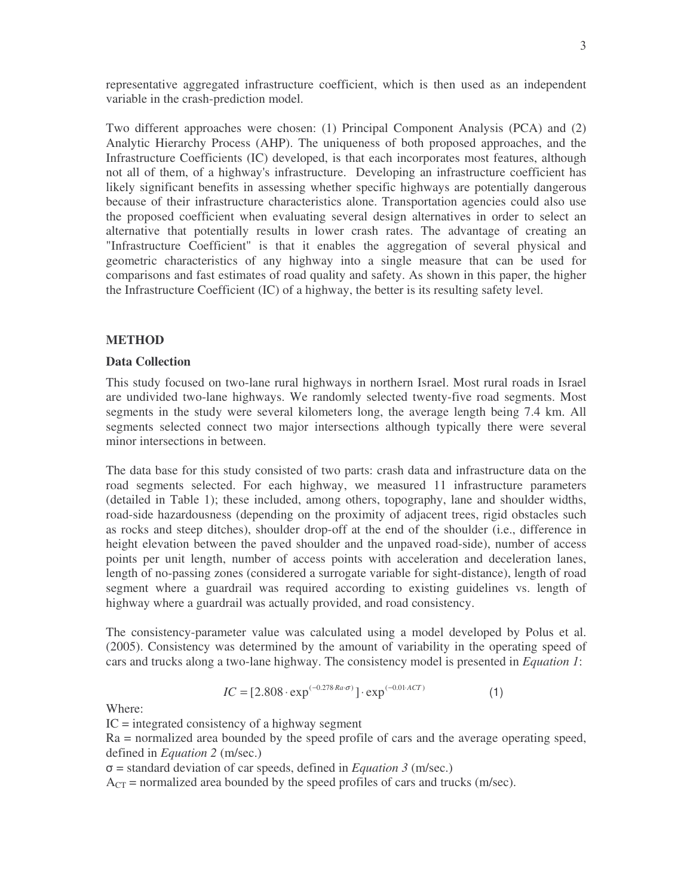representative aggregated infrastructure coefficient, which is then used as an independent variable in the crash-prediction model.

Two different approaches were chosen: (1) Principal Component Analysis (PCA) and (2) Analytic Hierarchy Process (AHP). The uniqueness of both proposed approaches, and the Infrastructure Coefficients (IC) developed, is that each incorporates most features, although not all of them, of a highway's infrastructure. Developing an infrastructure coefficient has likely significant benefits in assessing whether specific highways are potentially dangerous because of their infrastructure characteristics alone. Transportation agencies could also use the proposed coefficient when evaluating several design alternatives in order to select an alternative that potentially results in lower crash rates. The advantage of creating an "Infrastructure Coefficient" is that it enables the aggregation of several physical and geometric characteristics of any highway into a single measure that can be used for comparisons and fast estimates of road quality and safety. As shown in this paper, the higher the Infrastructure Coefficient (IC) of a highway, the better is its resulting safety level.

## METHOD

### Data Collection

This study focused on two-lane rural highways in northern Israel. Most rural roads in Israel are undivided two-lane highways. We randomly selected twenty-five road segments. Most segments in the study were several kilometers long, the average length being 7.4 km. All segments selected connect two major intersections although typically there were several minor intersections in between.

The data base for this study consisted of two parts: crash data and infrastructure data on the road segments selected. For each highway, we measured 11 infrastructure parameters (detailed in Table 1); these included, among others, topography, lane and shoulder widths, road-side hazardousness (depending on the proximity of adjacent trees, rigid obstacles such as rocks and steep ditches), shoulder drop-off at the end of the shoulder (i.e., difference in height elevation between the paved shoulder and the unpaved road-side), number of access points per unit length, number of access points with acceleration and deceleration lanes, length of no-passing zones (considered a surrogate variable for sight-distance), length of road segment where a guardrail was required according to existing guidelines vs. length of highway where a guardrail was actually provided, and road consistency.

The consistency-parameter value was calculated using a model developed by Polus et al. (2005). Consistency was determined by the amount of variability in the operating speed of cars and trucks along a two-lane highway. The consistency model is presented in *Equation 1*:

$$IC = [2.808 \cdot \exp^{(-0.278 \cdot Ra \cdot \sigma)}] \cdot \exp^{(-0.01 \cdot ACT)} \qquad (1)$$

Where:

IC = integrated consistency of a highway segment

Ra = normalized area bounded by the speed profile of cars and the average operating speed, defined in *Equation 2* (m/sec.)

$\sigma$ = standard deviation of car speeds, defined in *Equation 3* (m/sec.)

$A_{CT}$ = normalized area bounded by the speed profiles of cars and trucks (m/sec).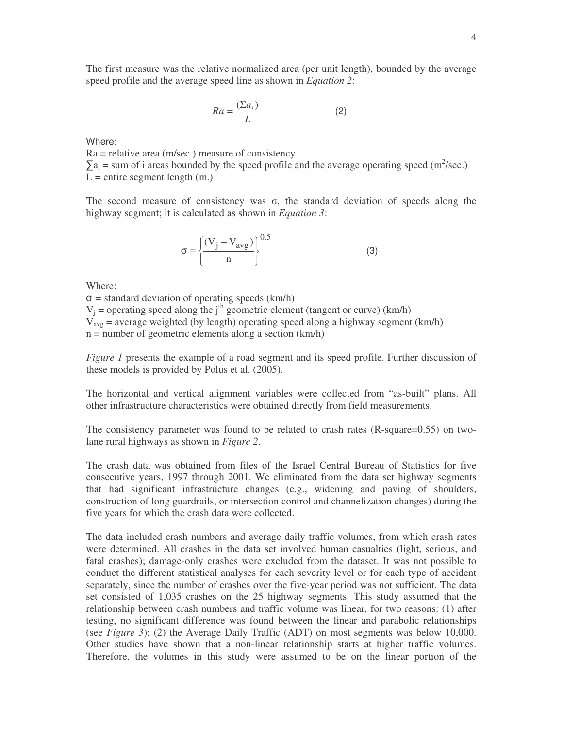The first measure was the relative normalized area (per unit length), bounded by the average speed profile and the average speed line as shown in *Equation 2*:

$$Ra = \frac{(\Sigma a_i)}{L} \qquad (2)$$

Where:

$Ra$ = relative area (m/sec.) measure of consistency
$\sum a_i$ = sum of i areas bounded by the speed profile and the average operating speed ($m^2$/sec.)
$L$ = entire segment length (m.)

The second measure of consistency was $\sigma$, the standard deviation of speeds along the highway segment; it is calculated as shown in *Equation 3*:

$$\sigma = \left\{ \frac{(V_j - V_{avg})}{n} \right\}^{0.5} \qquad (3)$$

Where:

$\sigma$ = standard deviation of operating speeds (km/h)
$V_j$ = operating speed along the $j^{th}$ geometric element (tangent or curve) (km/h)
$V_{avg}$ = average weighted (by length) operating speed along a highway segment (km/h)
$n$ = number of geometric elements along a section (km/h)

*Figure 1* presents the example of a road segment and its speed profile. Further discussion of these models is provided by Polus et al. (2005).

The horizontal and vertical alignment variables were collected from "as-built" plans. All other infrastructure characteristics were obtained directly from field measurements.

The consistency parameter was found to be related to crash rates (R-square=0.55) on two-lane rural highways as shown in *Figure 2*.

The crash data was obtained from files of the Israel Central Bureau of Statistics for five consecutive years, 1997 through 2001. We eliminated from the data set highway segments that had significant infrastructure changes (e.g., widening and paving of shoulders, construction of long guardrails, or intersection control and channelization changes) during the five years for which the crash data were collected.

The data included crash numbers and average daily traffic volumes, from which crash rates were determined. All crashes in the data set involved human casualties (light, serious, and fatal crashes); damage-only crashes were excluded from the dataset. It was not possible to conduct the different statistical analyses for each severity level or for each type of accident separately, since the number of crashes over the five-year period was not sufficient. The data set consisted of 1,035 crashes on the 25 highway segments. This study assumed that the relationship between crash numbers and traffic volume was linear, for two reasons: (1) after testing, no significant difference was found between the linear and parabolic relationships (see *Figure 3*); (2) the Average Daily Traffic (ADT) on most segments was below 10,000. Other studies have shown that a non-linear relationship starts at higher traffic volumes. Therefore, the volumes in this study were assumed to be on the linear portion of the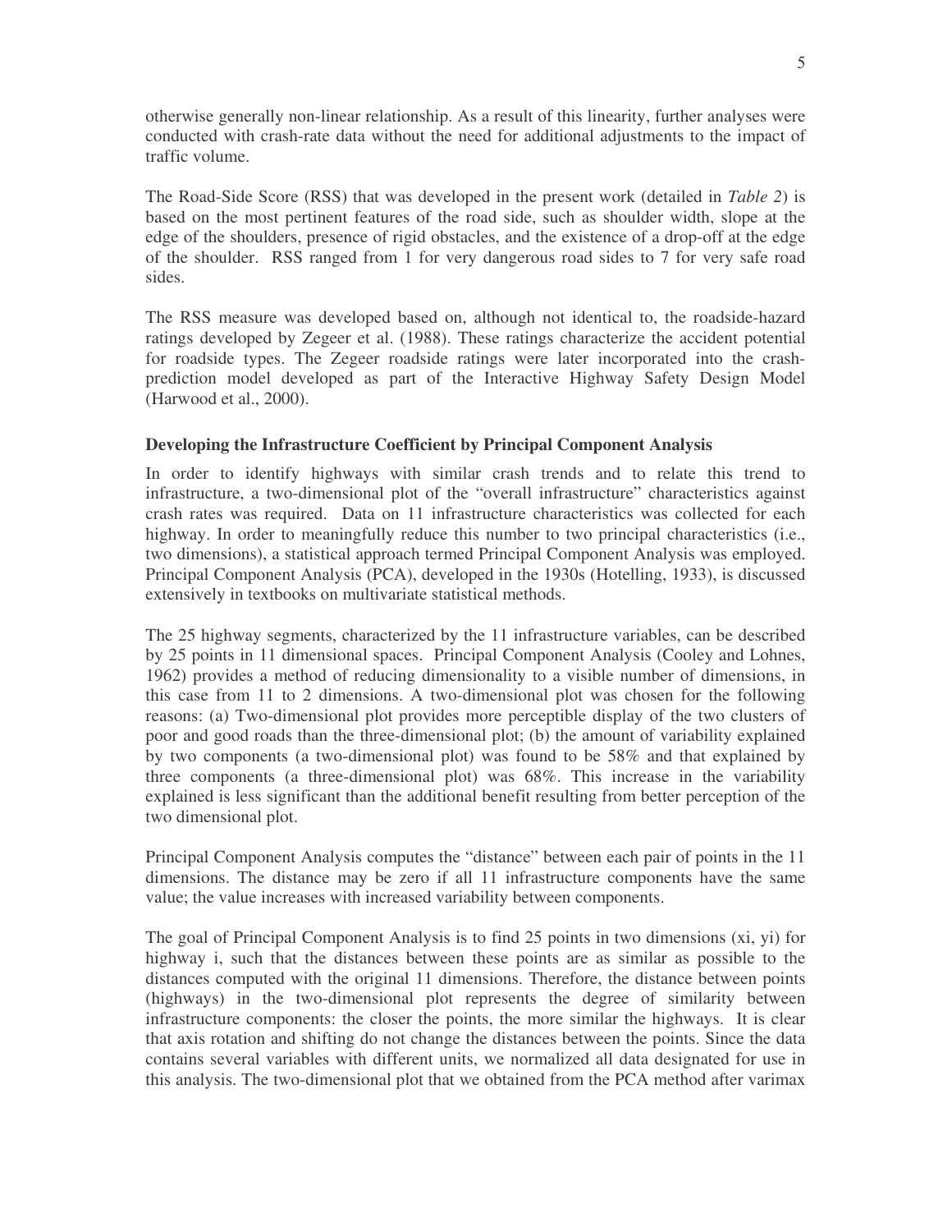otherwise generally non-linear relationship. As a result of this linearity, further analyses were conducted with crash-rate data without the need for additional adjustments to the impact of traffic volume.

The Road-Side Score (RSS) that was developed in the present work (detailed in *Table 2*) is based on the most pertinent features of the road side, such as shoulder width, slope at the edge of the shoulders, presence of rigid obstacles, and the existence of a drop-off at the edge of the shoulder. RSS ranged from 1 for very dangerous road sides to 7 for very safe road sides.

The RSS measure was developed based on, although not identical to, the roadside-hazard ratings developed by Zegeer et al. (1988). These ratings characterize the accident potential for roadside types. The Zegeer roadside ratings were later incorporated into the crash-prediction model developed as part of the Interactive Highway Safety Design Model (Harwood et al., 2000).

### Developing the Infrastructure Coefficient by Principal Component Analysis

In order to identify highways with similar crash trends and to relate this trend to infrastructure, a two-dimensional plot of the "overall infrastructure" characteristics against crash rates was required. Data on 11 infrastructure characteristics was collected for each highway. In order to meaningfully reduce this number to two principal characteristics (i.e., two dimensions), a statistical approach termed Principal Component Analysis was employed. Principal Component Analysis (PCA), developed in the 1930s (Hotelling, 1933), is discussed extensively in textbooks on multivariate statistical methods.

The 25 highway segments, characterized by the 11 infrastructure variables, can be described by 25 points in 11 dimensional spaces. Principal Component Analysis (Cooley and Lohnes, 1962) provides a method of reducing dimensionality to a visible number of dimensions, in this case from 11 to 2 dimensions. A two-dimensional plot was chosen for the following reasons: (a) Two-dimensional plot provides more perceptible display of the two clusters of poor and good roads than the three-dimensional plot; (b) the amount of variability explained by two components (a two-dimensional plot) was found to be 58% and that explained by three components (a three-dimensional plot) was 68%. This increase in the variability explained is less significant than the additional benefit resulting from better perception of the two dimensional plot.

Principal Component Analysis computes the "distance" between each pair of points in the 11 dimensions. The distance may be zero if all 11 infrastructure components have the same value; the value increases with increased variability between components.

The goal of Principal Component Analysis is to find 25 points in two dimensions ($x_i$, $y_i$) for highway i, such that the distances between these points are as similar as possible to the distances computed with the original 11 dimensions. Therefore, the distance between points (highways) in the two-dimensional plot represents the degree of similarity between infrastructure components: the closer the points, the more similar the highways. It is clear that axis rotation and shifting do not change the distances between the points. Since the data contains several variables with different units, we normalized all data designated for use in this analysis. The two-dimensional plot that we obtained from the PCA method after varimax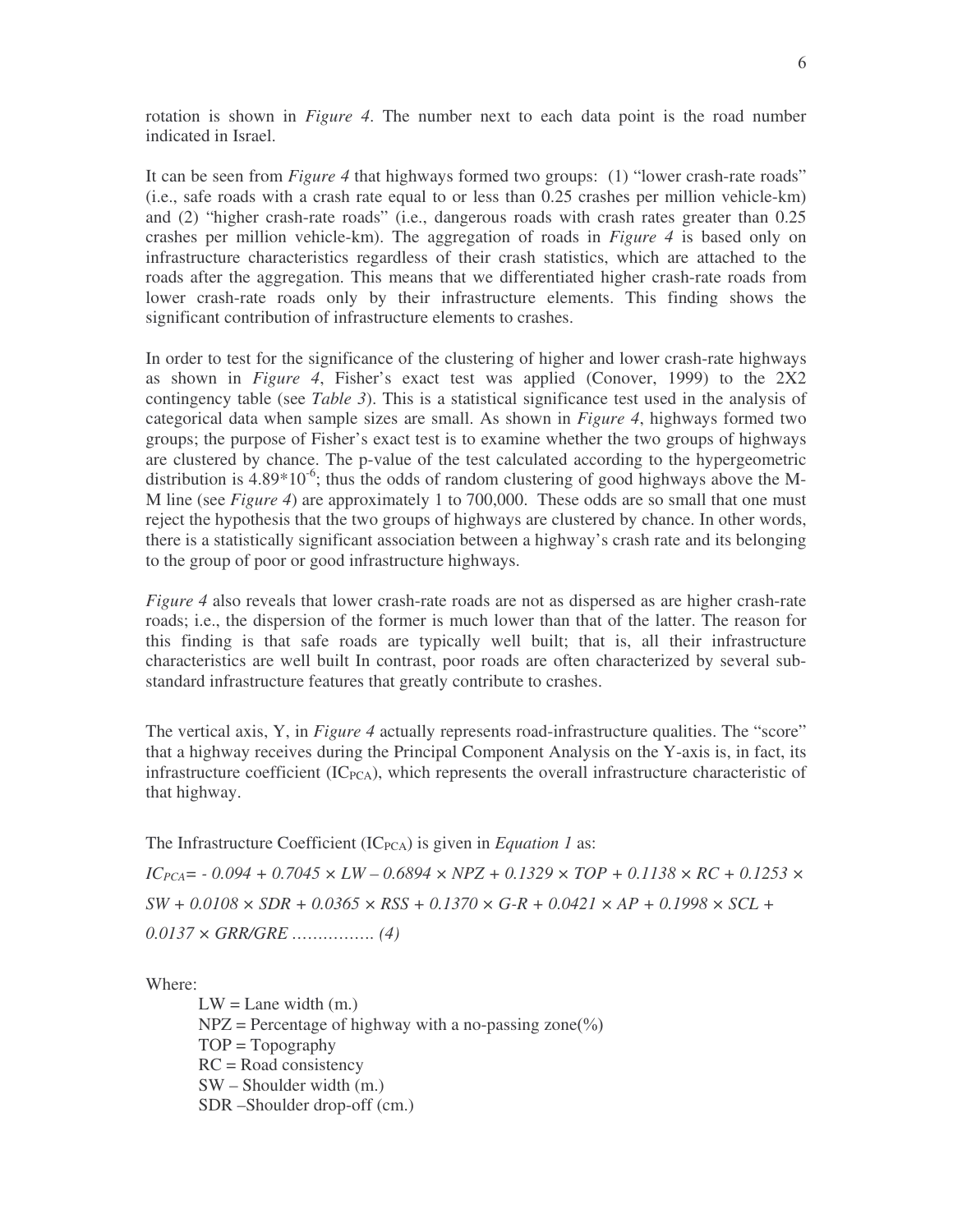rotation is shown in *Figure 4*. The number next to each data point is the road number indicated in Israel.

It can be seen from *Figure 4* that highways formed two groups: (1) "lower crash-rate roads" (i.e., safe roads with a crash rate equal to or less than 0.25 crashes per million vehicle-km) and (2) "higher crash-rate roads" (i.e., dangerous roads with crash rates greater than 0.25 crashes per million vehicle-km). The aggregation of roads in *Figure 4* is based only on infrastructure characteristics regardless of their crash statistics, which are attached to the roads after the aggregation. This means that we differentiated higher crash-rate roads from lower crash-rate roads only by their infrastructure elements. This finding shows the significant contribution of infrastructure elements to crashes.

In order to test for the significance of the clustering of higher and lower crash-rate highways as shown in *Figure 4*, Fisher's exact test was applied (Conover, 1999) to the 2X2 contingency table (see *Table 3*). This is a statistical significance test used in the analysis of categorical data when sample sizes are small. As shown in *Figure 4*, highways formed two groups; the purpose of Fisher's exact test is to examine whether the two groups of highways are clustered by chance. The p-value of the test calculated according to the hypergeometric distribution is $4.89*10^{-6}$; thus the odds of random clustering of good highways above the M-M line (see *Figure 4*) are approximately 1 to 700,000. These odds are so small that one must reject the hypothesis that the two groups of highways are clustered by chance. In other words, there is a statistically significant association between a highway's crash rate and its belonging to the group of poor or good infrastructure highways.

*Figure 4* also reveals that lower crash-rate roads are not as dispersed as are higher crash-rate roads; i.e., the dispersion of the former is much lower than that of the latter. The reason for this finding is that safe roads are typically well built; that is, all their infrastructure characteristics are well built In contrast, poor roads are often characterized by several sub-standard infrastructure features that greatly contribute to crashes.

The vertical axis, Y, in *Figure 4* actually represents road-infrastructure qualities. The "score" that a highway receives during the Principal Component Analysis on the Y-axis is, in fact, its infrastructure coefficient ($IC_{PCA}$), which represents the overall infrastructure characteristic of that highway.

The Infrastructure Coefficient ($IC_{PCA}$) is given in *Equation 1* as:

$$IC_{PCA} = -0.094 + 0.7045 \times LW - 0.6894 \times NPZ + 0.1329 \times TOP + 0.1138 \times RC + 0.1253 \times SW + 0.0108 \times SDR + 0.0365 \times RSS + 0.1370 \times G\text{-}R + 0.0421 \times AP + 0.1998 \times SCL + 0.0137 \times GRR/GRE \quad \ldots\ldots\ldots\ldots\ldots (4)$$

Where:

LW = Lane width (m.)
NPZ = Percentage of highway with a no-passing zone(%)
TOP = Topography
RC = Road consistency
SW – Shoulder width (m.)
SDR –Shoulder drop-off (cm.)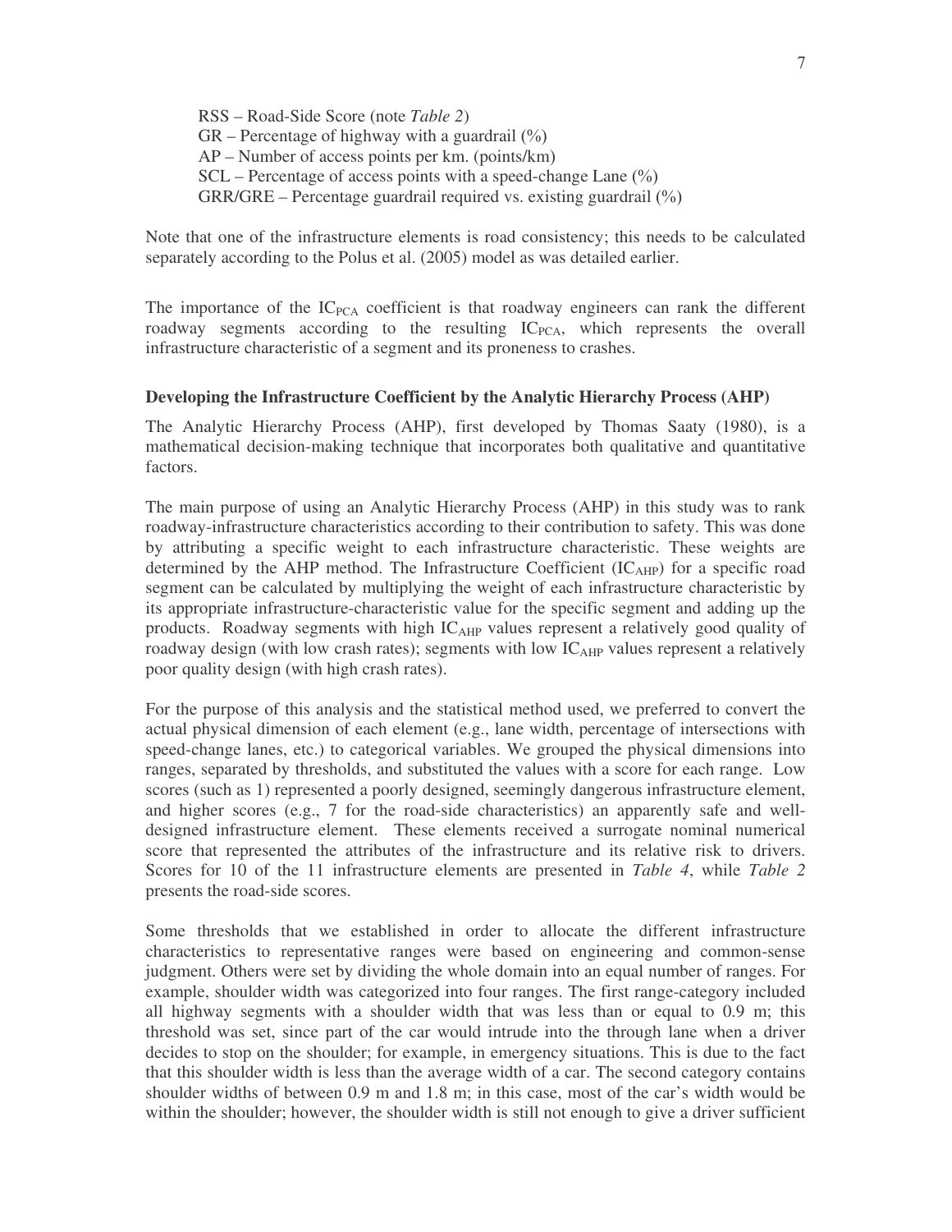RSS – Road-Side Score (note *Table 2*)
GR – Percentage of highway with a guardrail (%)
AP – Number of access points per km. (points/km)
SCL – Percentage of access points with a speed-change Lane (%)
GRR/GRE – Percentage guardrail required vs. existing guardrail (%)

Note that one of the infrastructure elements is road consistency; this needs to be calculated separately according to the Polus et al. (2005) model as was detailed earlier.

The importance of the $IC_{PCA}$ coefficient is that roadway engineers can rank the different roadway segments according to the resulting $IC_{PCA}$, which represents the overall infrastructure characteristic of a segment and its proneness to crashes.

**Developing the Infrastructure Coefficient by the Analytic Hierarchy Process (AHP)**

The Analytic Hierarchy Process (AHP), first developed by Thomas Saaty (1980), is a mathematical decision-making technique that incorporates both qualitative and quantitative factors.

The main purpose of using an Analytic Hierarchy Process (AHP) in this study was to rank roadway-infrastructure characteristics according to their contribution to safety. This was done by attributing a specific weight to each infrastructure characteristic. These weights are determined by the AHP method. The Infrastructure Coefficient ($IC_{AHP}$) for a specific road segment can be calculated by multiplying the weight of each infrastructure characteristic by its appropriate infrastructure-characteristic value for the specific segment and adding up the products. Roadway segments with high $IC_{AHP}$ values represent a relatively good quality of roadway design (with low crash rates); segments with low $IC_{AHP}$ values represent a relatively poor quality design (with high crash rates).

For the purpose of this analysis and the statistical method used, we preferred to convert the actual physical dimension of each element (e.g., lane width, percentage of intersections with speed-change lanes, etc.) to categorical variables. We grouped the physical dimensions into ranges, separated by thresholds, and substituted the values with a score for each range. Low scores (such as 1) represented a poorly designed, seemingly dangerous infrastructure element, and higher scores (e.g., 7 for the road-side characteristics) an apparently safe and well-designed infrastructure element. These elements received a surrogate nominal numerical score that represented the attributes of the infrastructure and its relative risk to drivers. Scores for 10 of the 11 infrastructure elements are presented in *Table 4*, while *Table 2* presents the road-side scores.

Some thresholds that we established in order to allocate the different infrastructure characteristics to representative ranges were based on engineering and common-sense judgment. Others were set by dividing the whole domain into an equal number of ranges. For example, shoulder width was categorized into four ranges. The first range-category included all highway segments with a shoulder width that was less than or equal to 0.9 m; this threshold was set, since part of the car would intrude into the through lane when a driver decides to stop on the shoulder; for example, in emergency situations. This is due to the fact that this shoulder width is less than the average width of a car. The second category contains shoulder widths of between 0.9 m and 1.8 m; in this case, most of the car's width would be within the shoulder; however, the shoulder width is still not enough to give a driver sufficient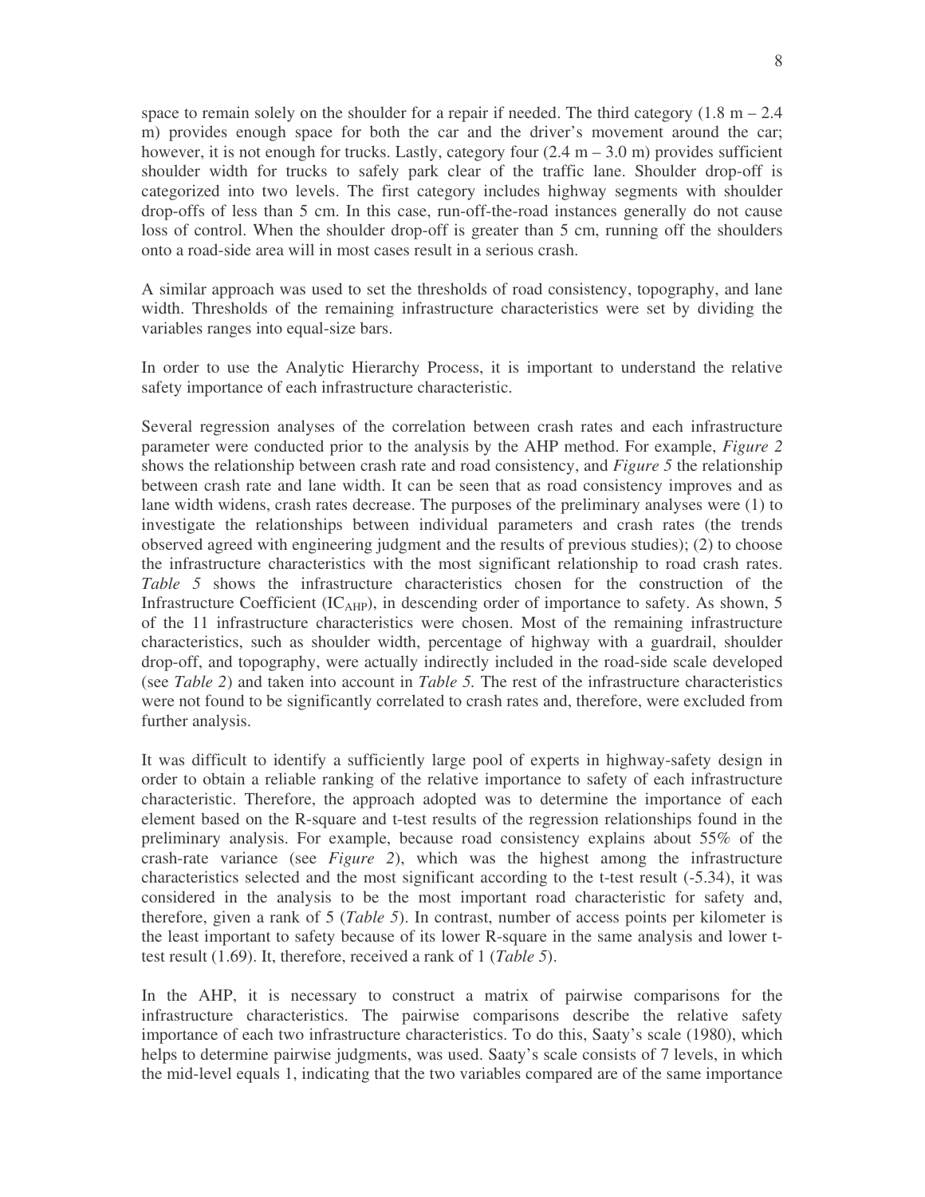space to remain solely on the shoulder for a repair if needed. The third category (1.8 m – 2.4 m) provides enough space for both the car and the driver's movement around the car; however, it is not enough for trucks. Lastly, category four (2.4 m – 3.0 m) provides sufficient shoulder width for trucks to safely park clear of the traffic lane. Shoulder drop-off is categorized into two levels. The first category includes highway segments with shoulder drop-offs of less than 5 cm. In this case, run-off-the-road instances generally do not cause loss of control. When the shoulder drop-off is greater than 5 cm, running off the shoulders onto a road-side area will in most cases result in a serious crash.

A similar approach was used to set the thresholds of road consistency, topography, and lane width. Thresholds of the remaining infrastructure characteristics were set by dividing the variables ranges into equal-size bars.

In order to use the Analytic Hierarchy Process, it is important to understand the relative safety importance of each infrastructure characteristic.

Several regression analyses of the correlation between crash rates and each infrastructure parameter were conducted prior to the analysis by the AHP method. For example, *Figure 2* shows the relationship between crash rate and road consistency, and *Figure 5* the relationship between crash rate and lane width. It can be seen that as road consistency improves and as lane width widens, crash rates decrease. The purposes of the preliminary analyses were (1) to investigate the relationships between individual parameters and crash rates (the trends observed agreed with engineering judgment and the results of previous studies); (2) to choose the infrastructure characteristics with the most significant relationship to road crash rates. *Table 5* shows the infrastructure characteristics chosen for the construction of the Infrastructure Coefficient ($IC_{AHP}$), in descending order of importance to safety. As shown, 5 of the 11 infrastructure characteristics were chosen. Most of the remaining infrastructure characteristics, such as shoulder width, percentage of highway with a guardrail, shoulder drop-off, and topography, were actually indirectly included in the road-side scale developed (see *Table 2*) and taken into account in *Table 5.* The rest of the infrastructure characteristics were not found to be significantly correlated to crash rates and, therefore, were excluded from further analysis.

It was difficult to identify a sufficiently large pool of experts in highway-safety design in order to obtain a reliable ranking of the relative importance to safety of each infrastructure characteristic. Therefore, the approach adopted was to determine the importance of each element based on the R-square and t-test results of the regression relationships found in the preliminary analysis. For example, because road consistency explains about 55% of the crash-rate variance (see *Figure 2*), which was the highest among the infrastructure characteristics selected and the most significant according to the t-test result (-5.34), it was considered in the analysis to be the most important road characteristic for safety and, therefore, given a rank of 5 (*Table 5*). In contrast, number of access points per kilometer is the least important to safety because of its lower R-square in the same analysis and lower t-test result (1.69). It, therefore, received a rank of 1 (*Table 5*).

In the AHP, it is necessary to construct a matrix of pairwise comparisons for the infrastructure characteristics. The pairwise comparisons describe the relative safety importance of each two infrastructure characteristics. To do this, Saaty's scale (1980), which helps to determine pairwise judgments, was used. Saaty's scale consists of 7 levels, in which the mid-level equals 1, indicating that the two variables compared are of the same importance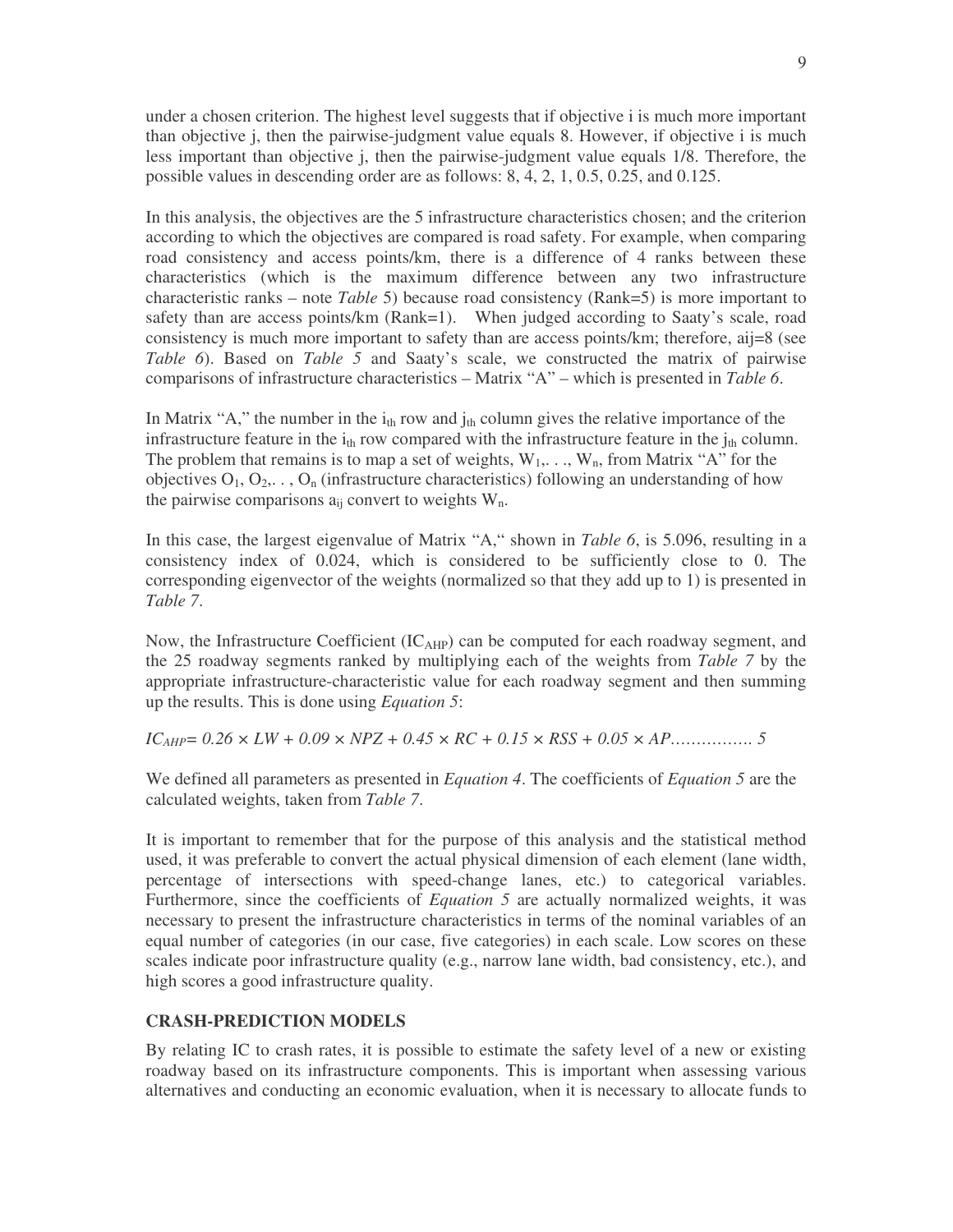under a chosen criterion. The highest level suggests that if objective i is much more important than objective j, then the pairwise-judgment value equals 8. However, if objective i is much less important than objective j, then the pairwise-judgment value equals 1/8. Therefore, the possible values in descending order are as follows: 8, 4, 2, 1, 0.5, 0.25, and 0.125.

In this analysis, the objectives are the 5 infrastructure characteristics chosen; and the criterion according to which the objectives are compared is road safety. For example, when comparing road consistency and access points/km, there is a difference of 4 ranks between these characteristics (which is the maximum difference between any two infrastructure characteristic ranks – note *Table* 5) because road consistency (Rank=5) is more important to safety than are access points/km (Rank=1). When judged according to Saaty's scale, road consistency is much more important to safety than are access points/km; therefore, aij=8 (see *Table 6*). Based on *Table 5* and Saaty's scale, we constructed the matrix of pairwise comparisons of infrastructure characteristics – Matrix "A" – which is presented in *Table 6*.

In Matrix "A," the number in the $i_{th}$ row and $j_{th}$ column gives the relative importance of the infrastructure feature in the $i_{th}$ row compared with the infrastructure feature in the $j_{th}$ column. The problem that remains is to map a set of weights, $W_1, \ldots, W_n$, from Matrix "A" for the objectives $O_1, O_2, \ldots, O_n$ (infrastructure characteristics) following an understanding of how the pairwise comparisons $a_{ij}$ convert to weights $W_n$.

In this case, the largest eigenvalue of Matrix "A," shown in *Table 6*, is 5.096, resulting in a consistency index of 0.024, which is considered to be sufficiently close to 0. The corresponding eigenvector of the weights (normalized so that they add up to 1) is presented in *Table 7*.

Now, the Infrastructure Coefficient ($IC_{AHP}$) can be computed for each roadway segment, and the 25 roadway segments ranked by multiplying each of the weights from *Table 7* by the appropriate infrastructure-characteristic value for each roadway segment and then summing up the results. This is done using *Equation 5*:

$$IC_{AHP} = 0.26 \times LW + 0.09 \times NPZ + 0.45 \times RC + 0.15 \times RSS + 0.05 \times AP \qquad \ldots\ldots\ldots\ldots\ldots 5$$

We defined all parameters as presented in *Equation 4*. The coefficients of *Equation 5* are the calculated weights, taken from *Table 7*.

It is important to remember that for the purpose of this analysis and the statistical method used, it was preferable to convert the actual physical dimension of each element (lane width, percentage of intersections with speed-change lanes, etc.) to categorical variables. Furthermore, since the coefficients of *Equation 5* are actually normalized weights, it was necessary to present the infrastructure characteristics in terms of the nominal variables of an equal number of categories (in our case, five categories) in each scale. Low scores on these scales indicate poor infrastructure quality (e.g., narrow lane width, bad consistency, etc.), and high scores a good infrastructure quality.

## CRASH-PREDICTION MODELS

By relating IC to crash rates, it is possible to estimate the safety level of a new or existing roadway based on its infrastructure components. This is important when assessing various alternatives and conducting an economic evaluation, when it is necessary to allocate funds to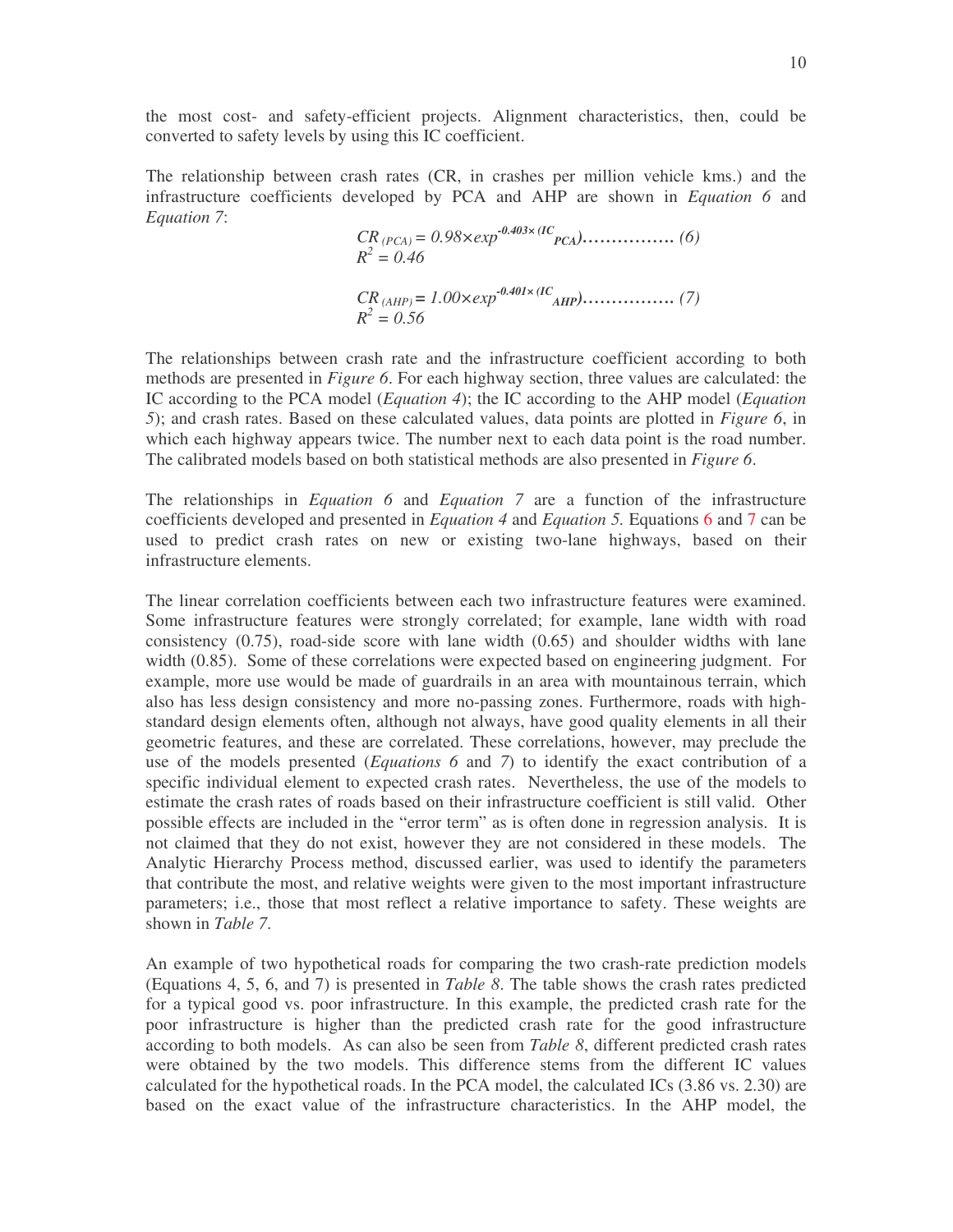the most cost- and safety-efficient projects. Alignment characteristics, then, could be converted to safety levels by using this IC coefficient.

The relationship between crash rates (CR, in crashes per million vehicle kms.) and the infrastructure coefficients developed by PCA and AHP are shown in *Equation 6* and *Equation 7*:

$$CR_{(PCA)} = 0.98 \times exp^{-0.403 \times (IC_{PCA})} \ldots\ldots\ldots\ldots\ldots (6)$$
$$R^2 = 0.46$$

$$CR_{(AHP)} = 1.00 \times exp^{-0.401 \times (IC_{AHP})} \ldots\ldots\ldots\ldots\ldots (7)$$
$$R^2 = 0.56$$

The relationships between crash rate and the infrastructure coefficient according to both methods are presented in *Figure 6*. For each highway section, three values are calculated: the IC according to the PCA model (*Equation 4*); the IC according to the AHP model (*Equation 5*); and crash rates. Based on these calculated values, data points are plotted in *Figure 6*, in which each highway appears twice. The number next to each data point is the road number. The calibrated models based on both statistical methods are also presented in *Figure 6*.

The relationships in *Equation 6* and *Equation 7* are a function of the infrastructure coefficients developed and presented in *Equation 4* and *Equation 5*. Equations 6 and 7 can be used to predict crash rates on new or existing two-lane highways, based on their infrastructure elements.

The linear correlation coefficients between each two infrastructure features were examined. Some infrastructure features were strongly correlated; for example, lane width with road consistency (0.75), road-side score with lane width (0.65) and shoulder widths with lane width (0.85). Some of these correlations were expected based on engineering judgment. For example, more use would be made of guardrails in an area with mountainous terrain, which also has less design consistency and more no-passing zones. Furthermore, roads with high-standard design elements often, although not always, have good quality elements in all their geometric features, and these are correlated. These correlations, however, may preclude the use of the models presented (*Equations 6* and *7*) to identify the exact contribution of a specific individual element to expected crash rates. Nevertheless, the use of the models to estimate the crash rates of roads based on their infrastructure coefficient is still valid. Other possible effects are included in the "error term" as is often done in regression analysis. It is not claimed that they do not exist, however they are not considered in these models. The Analytic Hierarchy Process method, discussed earlier, was used to identify the parameters that contribute the most, and relative weights were given to the most important infrastructure parameters; i.e., those that most reflect a relative importance to safety. These weights are shown in *Table 7*.

An example of two hypothetical roads for comparing the two crash-rate prediction models (Equations 4, 5, 6, and 7) is presented in *Table 8*. The table shows the crash rates predicted for a typical good vs. poor infrastructure. In this example, the predicted crash rate for the poor infrastructure is higher than the predicted crash rate for the good infrastructure according to both models. As can also be seen from *Table 8*, different predicted crash rates were obtained by the two models. This difference stems from the different IC values calculated for the hypothetical roads. In the PCA model, the calculated ICs (3.86 vs. 2.30) are based on the exact value of the infrastructure characteristics. In the AHP model, the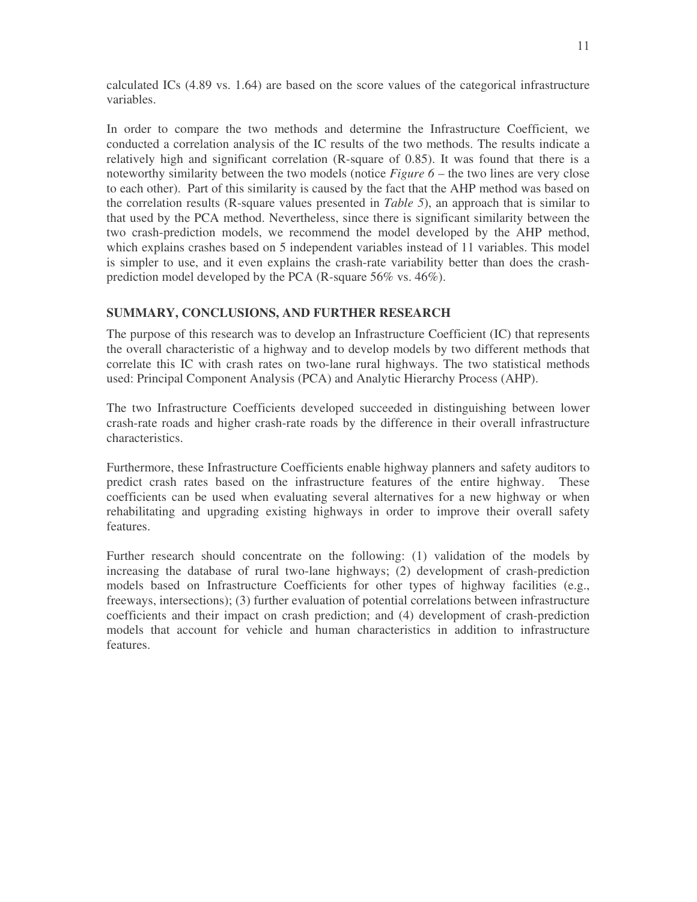calculated ICs (4.89 vs. 1.64) are based on the score values of the categorical infrastructure variables.

In order to compare the two methods and determine the Infrastructure Coefficient, we conducted a correlation analysis of the IC results of the two methods. The results indicate a relatively high and significant correlation (R-square of 0.85). It was found that there is a noteworthy similarity between the two models (notice *Figure 6* – the two lines are very close to each other). Part of this similarity is caused by the fact that the AHP method was based on the correlation results (R-square values presented in *Table 5*), an approach that is similar to that used by the PCA method. Nevertheless, since there is significant similarity between the two crash-prediction models, we recommend the model developed by the AHP method, which explains crashes based on 5 independent variables instead of 11 variables. This model is simpler to use, and it even explains the crash-rate variability better than does the crash-prediction model developed by the PCA (R-square 56% vs. 46%).

## SUMMARY, CONCLUSIONS, AND FURTHER RESEARCH

The purpose of this research was to develop an Infrastructure Coefficient (IC) that represents the overall characteristic of a highway and to develop models by two different methods that correlate this IC with crash rates on two-lane rural highways. The two statistical methods used: Principal Component Analysis (PCA) and Analytic Hierarchy Process (AHP).

The two Infrastructure Coefficients developed succeeded in distinguishing between lower crash-rate roads and higher crash-rate roads by the difference in their overall infrastructure characteristics.

Furthermore, these Infrastructure Coefficients enable highway planners and safety auditors to predict crash rates based on the infrastructure features of the entire highway. These coefficients can be used when evaluating several alternatives for a new highway or when rehabilitating and upgrading existing highways in order to improve their overall safety features.

Further research should concentrate on the following: (1) validation of the models by increasing the database of rural two-lane highways; (2) development of crash-prediction models based on Infrastructure Coefficients for other types of highway facilities (e.g., freeways, intersections); (3) further evaluation of potential correlations between infrastructure coefficients and their impact on crash prediction; and (4) development of crash-prediction models that account for vehicle and human characteristics in addition to infrastructure features.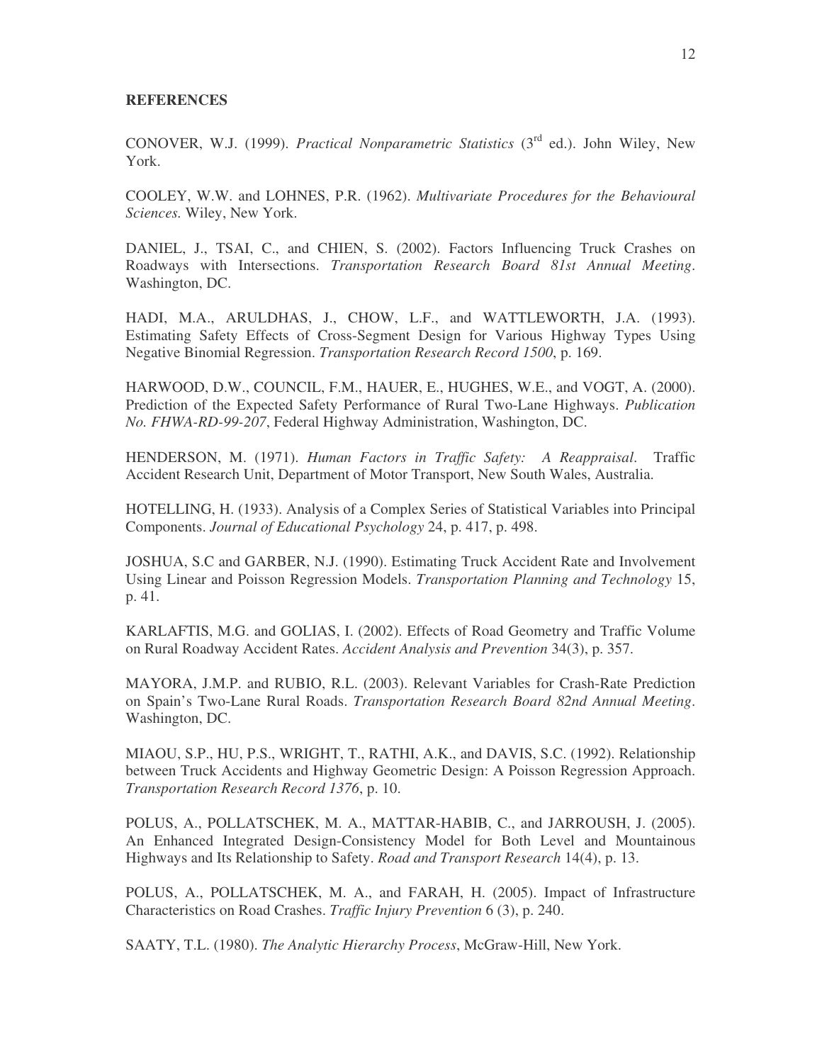**REFERENCES**

CONOVER, W.J. (1999). *Practical Nonparametric Statistics* (3rd ed.). John Wiley, New York.

COOLEY, W.W. and LOHNES, P.R. (1962). *Multivariate Procedures for the Behavioural Sciences.* Wiley, New York.

DANIEL, J., TSAI, C., and CHIEN, S. (2002). Factors Influencing Truck Crashes on Roadways with Intersections. *Transportation Research Board 81st Annual Meeting*. Washington, DC.

HADI, M.A., ARULDHAS, J., CHOW, L.F., and WATTLEWORTH, J.A. (1993). Estimating Safety Effects of Cross-Segment Design for Various Highway Types Using Negative Binomial Regression. *Transportation Research Record 1500*, p. 169.

HARWOOD, D.W., COUNCIL, F.M., HAUER, E., HUGHES, W.E., and VOGT, A. (2000). Prediction of the Expected Safety Performance of Rural Two-Lane Highways. *Publication No. FHWA-RD-99-207*, Federal Highway Administration, Washington, DC.

HENDERSON, M. (1971). *Human Factors in Traffic Safety: A Reappraisal*. Traffic Accident Research Unit, Department of Motor Transport, New South Wales, Australia.

HOTELLING, H. (1933). Analysis of a Complex Series of Statistical Variables into Principal Components. *Journal of Educational Psychology* 24, p. 417, p. 498.

JOSHUA, S.C and GARBER, N.J. (1990). Estimating Truck Accident Rate and Involvement Using Linear and Poisson Regression Models. *Transportation Planning and Technology* 15, p. 41.

KARLAFTIS, M.G. and GOLIAS, I. (2002). Effects of Road Geometry and Traffic Volume on Rural Roadway Accident Rates. *Accident Analysis and Prevention* 34(3), p. 357.

MAYORA, J.M.P. and RUBIO, R.L. (2003). Relevant Variables for Crash-Rate Prediction on Spain's Two-Lane Rural Roads. *Transportation Research Board 82nd Annual Meeting*. Washington, DC.

MIAOU, S.P., HU, P.S., WRIGHT, T., RATHI, A.K., and DAVIS, S.C. (1992). Relationship between Truck Accidents and Highway Geometric Design: A Poisson Regression Approach. *Transportation Research Record 1376*, p. 10.

POLUS, A., POLLATSCHEK, M. A., MATTAR-HABIB, C., and JARROUSH, J. (2005). An Enhanced Integrated Design-Consistency Model for Both Level and Mountainous Highways and Its Relationship to Safety. *Road and Transport Research* 14(4), p. 13.

POLUS, A., POLLATSCHEK, M. A., and FARAH, H. (2005). Impact of Infrastructure Characteristics on Road Crashes. *Traffic Injury Prevention* 6 (3), p. 240.

SAATY, T.L. (1980). *The Analytic Hierarchy Process*, McGraw-Hill, New York.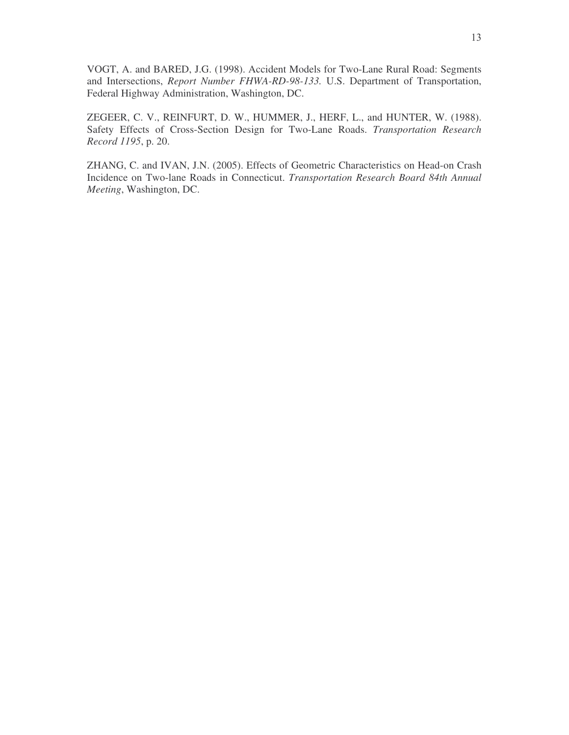VOGT, A. and BARED, J.G. (1998). Accident Models for Two-Lane Rural Road: Segments and Intersections, *Report Number FHWA-RD-98-133.* U.S. Department of Transportation, Federal Highway Administration, Washington, DC.

ZEGEER, C. V., REINFURT, D. W., HUMMER, J., HERF, L., and HUNTER, W. (1988). Safety Effects of Cross-Section Design for Two-Lane Roads. *Transportation Research Record 1195*, p. 20.

ZHANG, C. and IVAN, J.N. (2005). Effects of Geometric Characteristics on Head-on Crash Incidence on Two-lane Roads in Connecticut. *Transportation Research Board 84th Annual Meeting*, Washington, DC.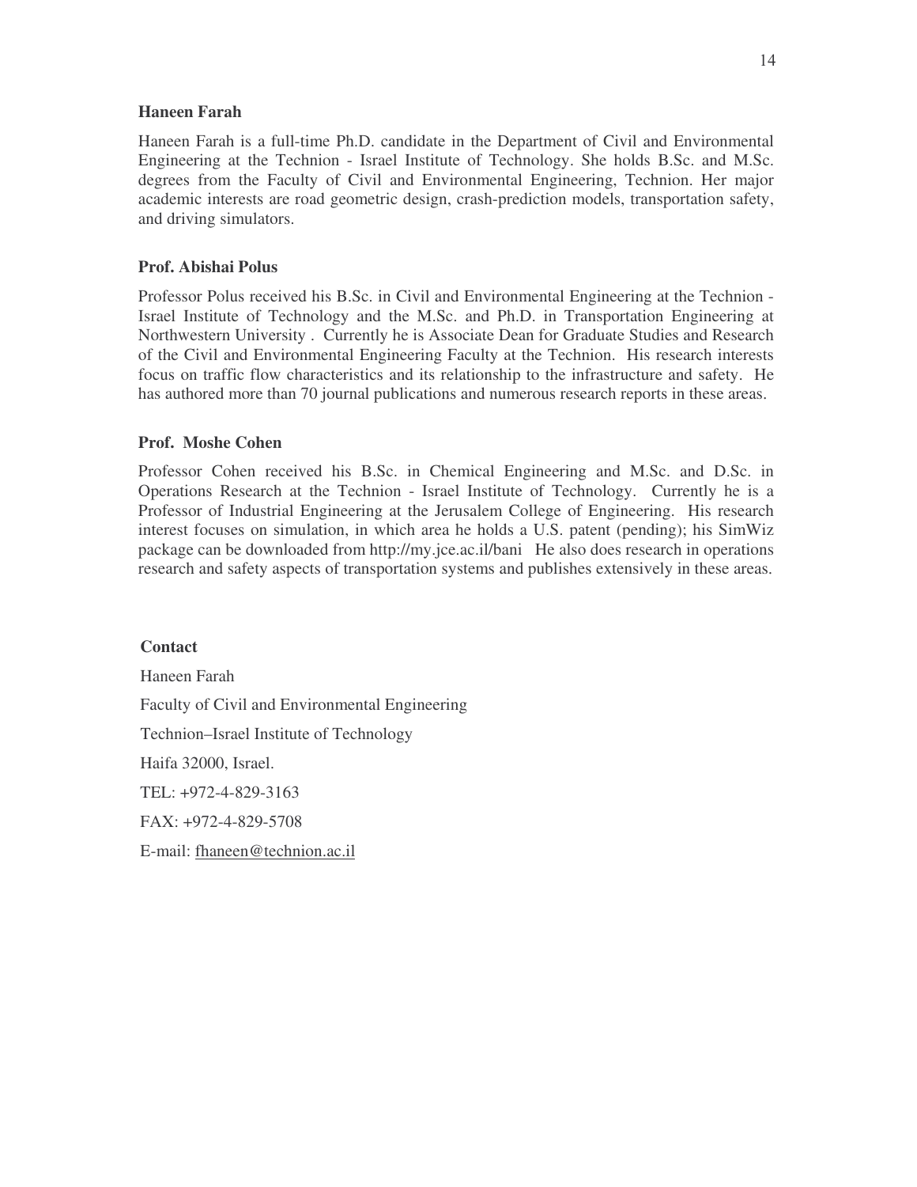**Haneen Farah**

Haneen Farah is a full-time Ph.D. candidate in the Department of Civil and Environmental Engineering at the Technion - Israel Institute of Technology. She holds B.Sc. and M.Sc. degrees from the Faculty of Civil and Environmental Engineering, Technion. Her major academic interests are road geometric design, crash-prediction models, transportation safety, and driving simulators.

**Prof. Abishai Polus**

Professor Polus received his B.Sc. in Civil and Environmental Engineering at the Technion - Israel Institute of Technology and the M.Sc. and Ph.D. in Transportation Engineering at Northwestern University . Currently he is Associate Dean for Graduate Studies and Research of the Civil and Environmental Engineering Faculty at the Technion. His research interests focus on traffic flow characteristics and its relationship to the infrastructure and safety. He has authored more than 70 journal publications and numerous research reports in these areas.

**Prof. Moshe Cohen**

Professor Cohen received his B.Sc. in Chemical Engineering and M.Sc. and D.Sc. in Operations Research at the Technion - Israel Institute of Technology. Currently he is a Professor of Industrial Engineering at the Jerusalem College of Engineering. His research interest focuses on simulation, in which area he holds a U.S. patent (pending); his SimWiz package can be downloaded from http://my.jce.ac.il/bani He also does research in operations research and safety aspects of transportation systems and publishes extensively in these areas.

**Contact**

Haneen Farah

Faculty of Civil and Environmental Engineering

Technion–Israel Institute of Technology

Haifa 32000, Israel.

TEL: +972-4-829-3163

FAX: +972-4-829-5708

E-mail: fhaneen@technion.ac.il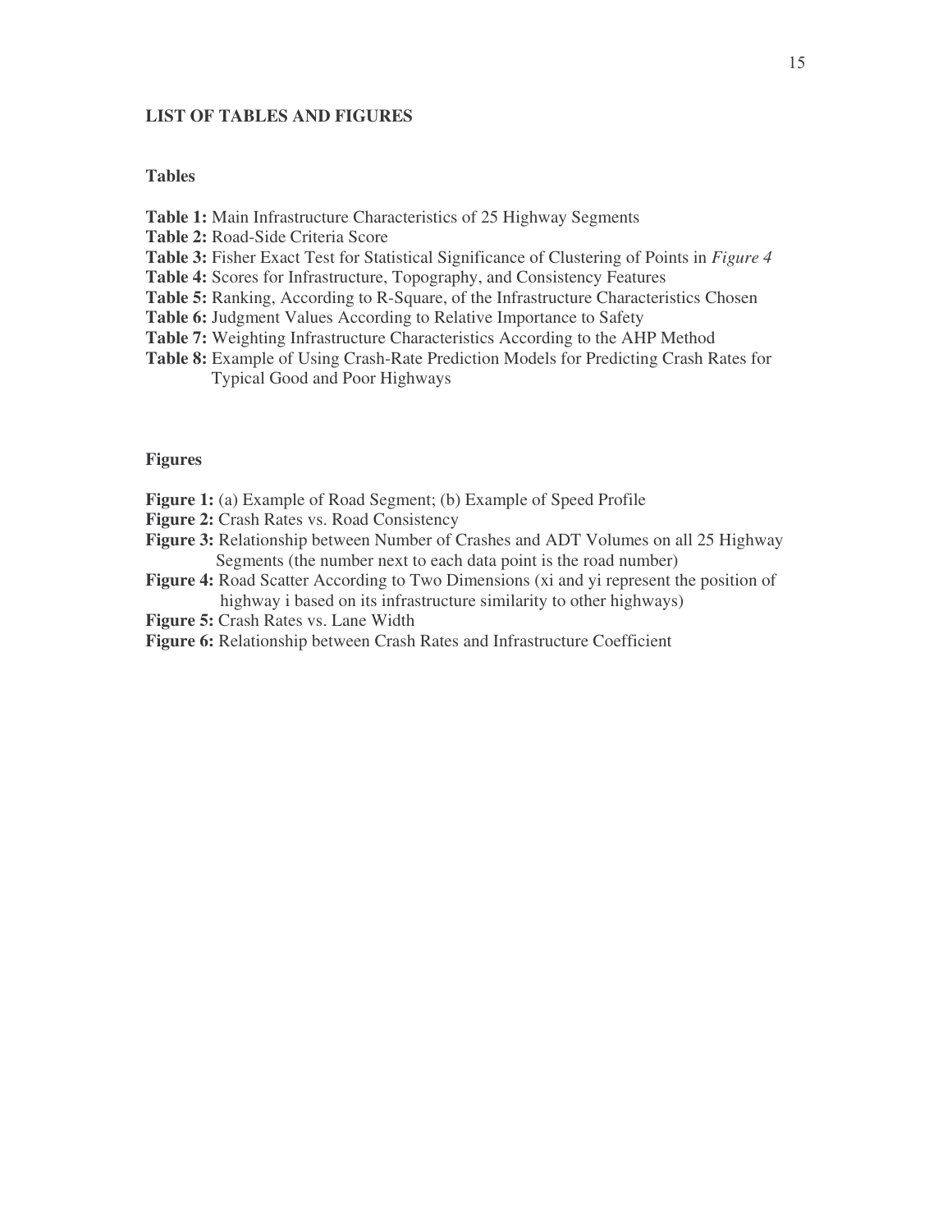# LIST OF TABLES AND FIGURES

## Tables

**Table 1:** Main Infrastructure Characteristics of 25 Highway Segments

**Table 2:** Road-Side Criteria Score

**Table 3:** Fisher Exact Test for Statistical Significance of Clustering of Points in *Figure 4*

**Table 4:** Scores for Infrastructure, Topography, and Consistency Features

**Table 5:** Ranking, According to R-Square, of the Infrastructure Characteristics Chosen

**Table 6:** Judgment Values According to Relative Importance to Safety

**Table 7:** Weighting Infrastructure Characteristics According to the AHP Method

**Table 8:** Example of Using Crash-Rate Prediction Models for Predicting Crash Rates for Typical Good and Poor Highways

## Figures

**Figure 1:** (a) Example of Road Segment; (b) Example of Speed Profile

**Figure 2:** Crash Rates vs. Road Consistency

**Figure 3:** Relationship between Number of Crashes and ADT Volumes on all 25 Highway Segments (the number next to each data point is the road number)

**Figure 4:** Road Scatter According to Two Dimensions (xi and yi represent the position of highway i based on its infrastructure similarity to other highways)

**Figure 5:** Crash Rates vs. Lane Width

**Figure 6:** Relationship between Crash Rates and Infrastructure Coefficient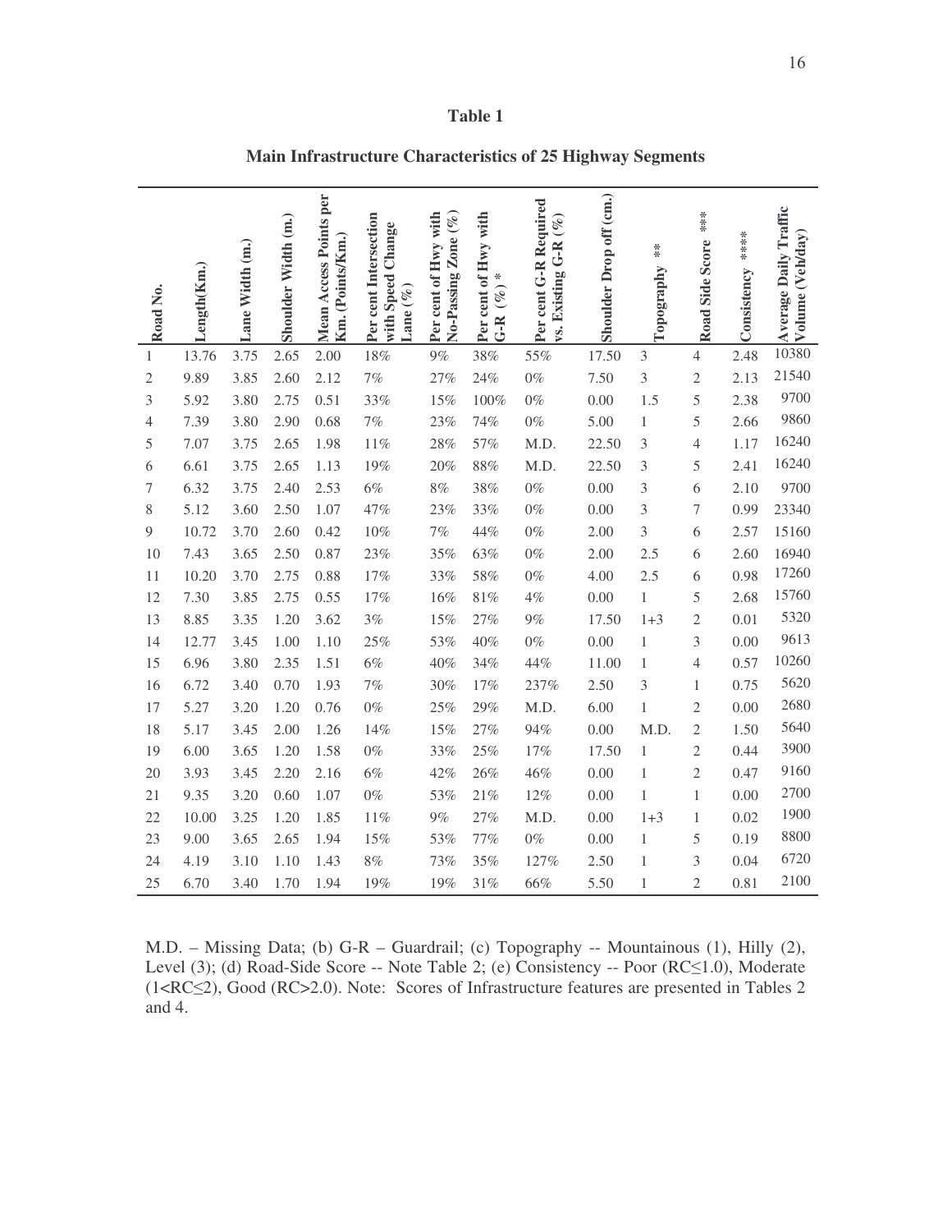# Table 1

**Main Infrastructure Characteristics of 25 Highway Segments**

| Road No. | Length(Km.) | Lane Width (m.) | Shoulder Width (m.) | Mean Access Points per Km. (Points/Km.) | Per cent Intersection with Speed Change Lane (%) | Per cent of Hwy with No-Passing Zone (%) | Per cent of Hwy with G-R (%) * | Per cent G-R Required vs. Existing G-R (%) | Shoulder Drop off (cm.) | Topography ** | Road Side Score *** | Consistency **** | Average Daily Traffic Volume (Veh/day) |
|---|---|---|---|---|---|---|---|---|---|---|---|---|---|
| 1 | 13.76 | 3.75 | 2.65 | 2.00 | 18% | 9% | 38% | 55% | 17.50 | 3 | 4 | 2.48 | 10380 |
| 2 | 9.89 | 3.85 | 2.60 | 2.12 | 7% | 27% | 24% | 0% | 7.50 | 3 | 2 | 2.13 | 21540 |
| 3 | 5.92 | 3.80 | 2.75 | 0.51 | 33% | 15% | 100% | 0% | 0.00 | 1.5 | 5 | 2.38 | 9700 |
| 4 | 7.39 | 3.80 | 2.90 | 0.68 | 7% | 23% | 74% | 0% | 5.00 | 1 | 5 | 2.66 | 9860 |
| 5 | 7.07 | 3.75 | 2.65 | 1.98 | 11% | 28% | 57% | M.D. | 22.50 | 3 | 4 | 1.17 | 16240 |
| 6 | 6.61 | 3.75 | 2.65 | 1.13 | 19% | 20% | 88% | M.D. | 22.50 | 3 | 5 | 2.41 | 16240 |
| 7 | 6.32 | 3.75 | 2.40 | 2.53 | 6% | 8% | 38% | 0% | 0.00 | 3 | 6 | 2.10 | 9700 |
| 8 | 5.12 | 3.60 | 2.50 | 1.07 | 47% | 23% | 33% | 0% | 0.00 | 3 | 7 | 0.99 | 23340 |
| 9 | 10.72 | 3.70 | 2.60 | 0.42 | 10% | 7% | 44% | 0% | 2.00 | 3 | 6 | 2.57 | 15160 |
| 10 | 7.43 | 3.65 | 2.50 | 0.87 | 23% | 35% | 63% | 0% | 2.00 | 2.5 | 6 | 2.60 | 16940 |
| 11 | 10.20 | 3.70 | 2.75 | 0.88 | 17% | 33% | 58% | 0% | 4.00 | 2.5 | 6 | 0.98 | 17260 |
| 12 | 7.30 | 3.85 | 2.75 | 0.55 | 17% | 16% | 81% | 4% | 0.00 | 1 | 5 | 2.68 | 15760 |
| 13 | 8.85 | 3.35 | 1.20 | 3.62 | 3% | 15% | 27% | 9% | 17.50 | 1+3 | 2 | 0.01 | 5320 |
| 14 | 12.77 | 3.45 | 1.00 | 1.10 | 25% | 53% | 40% | 0% | 0.00 | 1 | 3 | 0.00 | 9613 |
| 15 | 6.96 | 3.80 | 2.35 | 1.51 | 6% | 40% | 34% | 44% | 11.00 | 1 | 4 | 0.57 | 10260 |
| 16 | 6.72 | 3.40 | 0.70 | 1.93 | 7% | 30% | 17% | 237% | 2.50 | 3 | 1 | 0.75 | 5620 |
| 17 | 5.27 | 3.20 | 1.20 | 0.76 | 0% | 25% | 29% | M.D. | 6.00 | 1 | 2 | 0.00 | 2680 |
| 18 | 5.17 | 3.45 | 2.00 | 1.26 | 14% | 15% | 27% | 94% | 0.00 | M.D. | 2 | 1.50 | 5640 |
| 19 | 6.00 | 3.65 | 1.20 | 1.58 | 0% | 33% | 25% | 17% | 17.50 | 1 | 2 | 0.44 | 3900 |
| 20 | 3.93 | 3.45 | 2.20 | 2.16 | 6% | 42% | 26% | 46% | 0.00 | 1 | 2 | 0.47 | 9160 |
| 21 | 9.35 | 3.20 | 0.60 | 1.07 | 0% | 53% | 21% | 12% | 0.00 | 1 | 1 | 0.00 | 2700 |
| 22 | 10.00 | 3.25 | 1.20 | 1.85 | 11% | 9% | 27% | M.D. | 0.00 | 1+3 | 1 | 0.02 | 1900 |
| 23 | 9.00 | 3.65 | 2.65 | 1.94 | 15% | 53% | 77% | 0% | 0.00 | 1 | 5 | 0.19 | 8800 |
| 24 | 4.19 | 3.10 | 1.10 | 1.43 | 8% | 73% | 35% | 127% | 2.50 | 1 | 3 | 0.04 | 6720 |
| 25 | 6.70 | 3.40 | 1.70 | 1.94 | 19% | 19% | 31% | 66% | 5.50 | 1 | 2 | 0.81 | 2100 |

M.D. – Missing Data; (b) G-R – Guardrail; (c) Topography -- Mountainous (1), Hilly (2), Level (3); (d) Road-Side Score -- Note Table 2; (e) Consistency -- Poor (RC≤1.0), Moderate (1<RC≤2), Good (RC>2.0). Note: Scores of Infrastructure features are presented in Tables 2 and 4.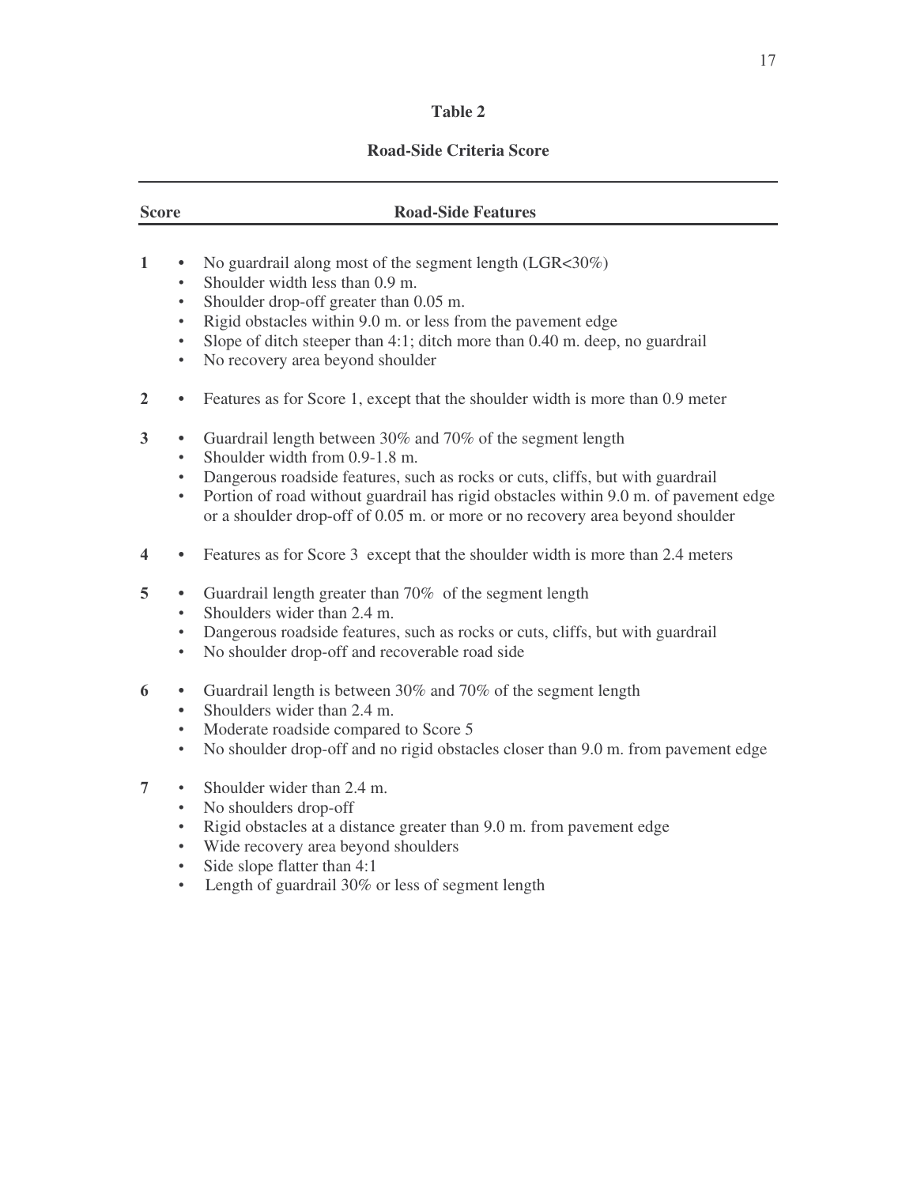**Table 2**

**Road-Side Criteria Score**

| Score | Road-Side Features |
|---|---|
| **1** | • No guardrail along most of the segment length (LGR<30%)<br>• Shoulder width less than 0.9 m.<br>• Shoulder drop-off greater than 0.05 m.<br>• Rigid obstacles within 9.0 m. or less from the pavement edge<br>• Slope of ditch steeper than 4:1; ditch more than 0.40 m. deep, no guardrail<br>• No recovery area beyond shoulder |
| **2** | • Features as for Score 1, except that the shoulder width is more than 0.9 meter |
| **3** | • Guardrail length between 30% and 70% of the segment length<br>• Shoulder width from 0.9-1.8 m.<br>• Dangerous roadside features, such as rocks or cuts, cliffs, but with guardrail<br>• Portion of road without guardrail has rigid obstacles within 9.0 m. of pavement edge or a shoulder drop-off of 0.05 m. or more or no recovery area beyond shoulder |
| **4** | • Features as for Score 3 except that the shoulder width is more than 2.4 meters |
| **5** | • Guardrail length greater than 70% of the segment length<br>• Shoulders wider than 2.4 m.<br>• Dangerous roadside features, such as rocks or cuts, cliffs, but with guardrail<br>• No shoulder drop-off and recoverable road side |
| **6** | • Guardrail length is between 30% and 70% of the segment length<br>• Shoulders wider than 2.4 m.<br>• Moderate roadside compared to Score 5<br>• No shoulder drop-off and no rigid obstacles closer than 9.0 m. from pavement edge |
| **7** | • Shoulder wider than 2.4 m.<br>• No shoulders drop-off<br>• Rigid obstacles at a distance greater than 9.0 m. from pavement edge<br>• Wide recovery area beyond shoulders<br>• Side slope flatter than 4:1<br>• Length of guardrail 30% or less of segment length |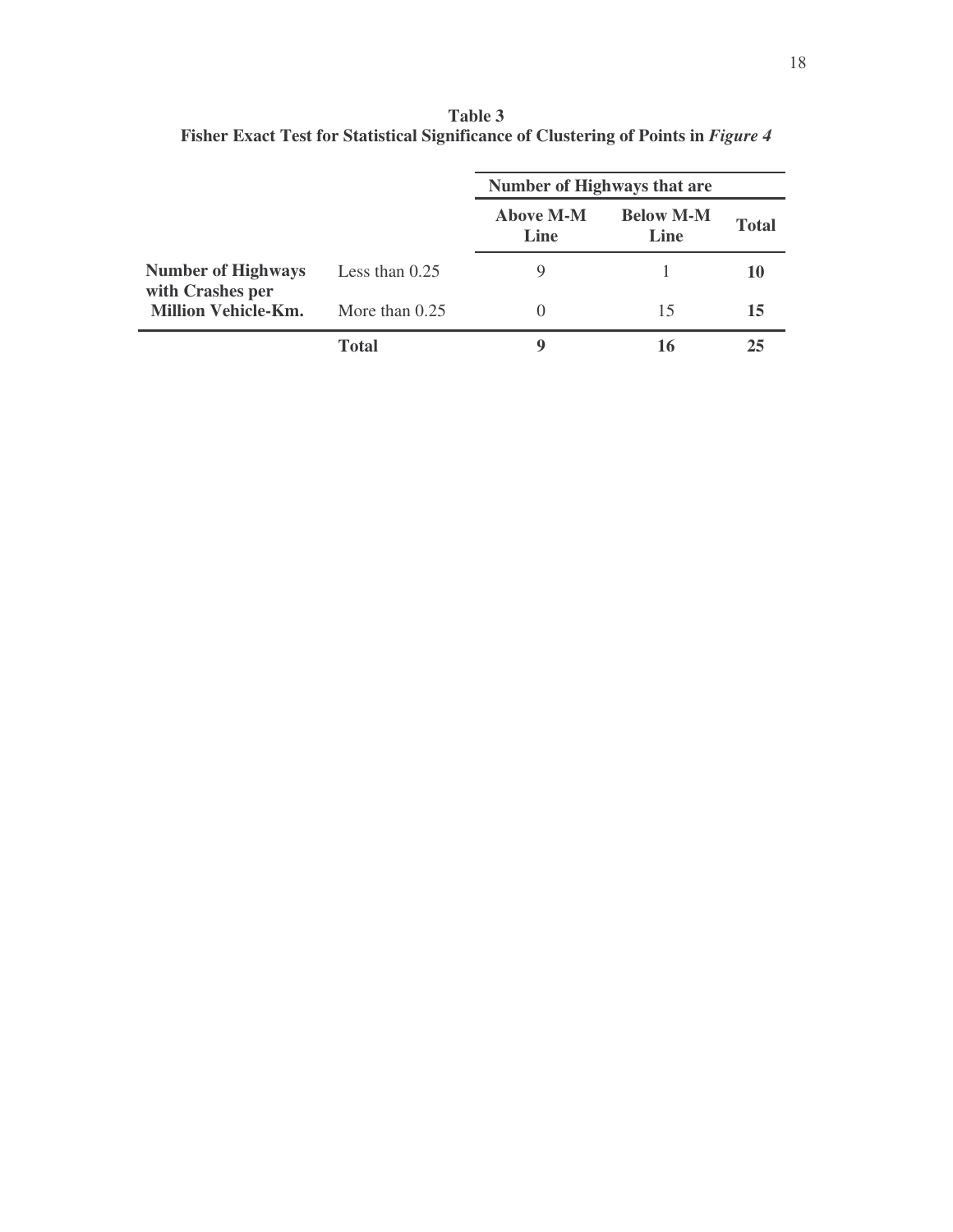**Table 3**
**Fisher Exact Test for Statistical Significance of Clustering of Points in *Figure 4***

| | | Number of Highways that are | | |
|---|---|---|---|---|
| | | **Above M-M Line** | **Below M-M Line** | **Total** |
| **Number of Highways with Crashes per Million Vehicle-Km.** | Less than 0.25 | 9 | 1 | **10** |
| | More than 0.25 | 0 | 15 | **15** |
| | **Total** | **9** | **16** | **25** |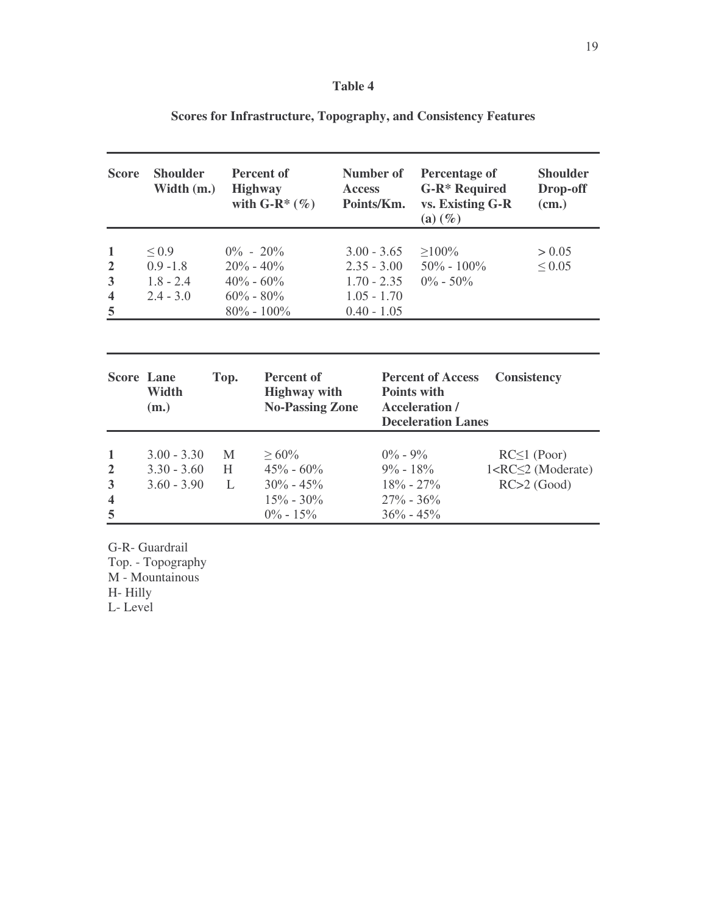**Table 4**

**Scores for Infrastructure, Topography, and Consistency Features**

| Score | Shoulder Width (m.) | Percent of Highway with G-R* (%) | Number of Access Points/Km. | Percentage of G-R* Required vs. Existing G-R (a) (%) | Shoulder Drop-off (cm.) |
|---|---|---|---|---|---|
| 1 | ≤ 0.9 | 0% - 20% | 3.00 - 3.65 | ≥100% | > 0.05 |
| 2 | 0.9 -1.8 | 20% - 40% | 2.35 - 3.00 | 50% - 100% | ≤ 0.05 |
| 3 | 1.8 - 2.4 | 40% - 60% | 1.70 - 2.35 | 0% - 50% | |
| 4 | 2.4 - 3.0 | 60% - 80% | 1.05 - 1.70 | | |
| 5 | | 80% - 100% | 0.40 - 1.05 | | |

| Score | Lane Width (m.) | Top. | Percent of Highway with No-Passing Zone | Percent of Access Points with Acceleration / Deceleration Lanes | Consistency |
|---|---|---|---|---|---|
| 1 | 3.00 - 3.30 | M | ≥ 60% | 0% - 9% | RC≤1 (Poor) |
| 2 | 3.30 - 3.60 | H | 45% - 60% | 9% - 18% | 1<RC≤2 (Moderate) |
| 3 | 3.60 - 3.90 | L | 30% - 45% | 18% - 27% | RC>2 (Good) |
| 4 | | | 15% - 30% | 27% - 36% | |
| 5 | | | 0% - 15% | 36% - 45% | |

G-R- Guardrail
Top. - Topography
M - Mountainous
H- Hilly
L- Level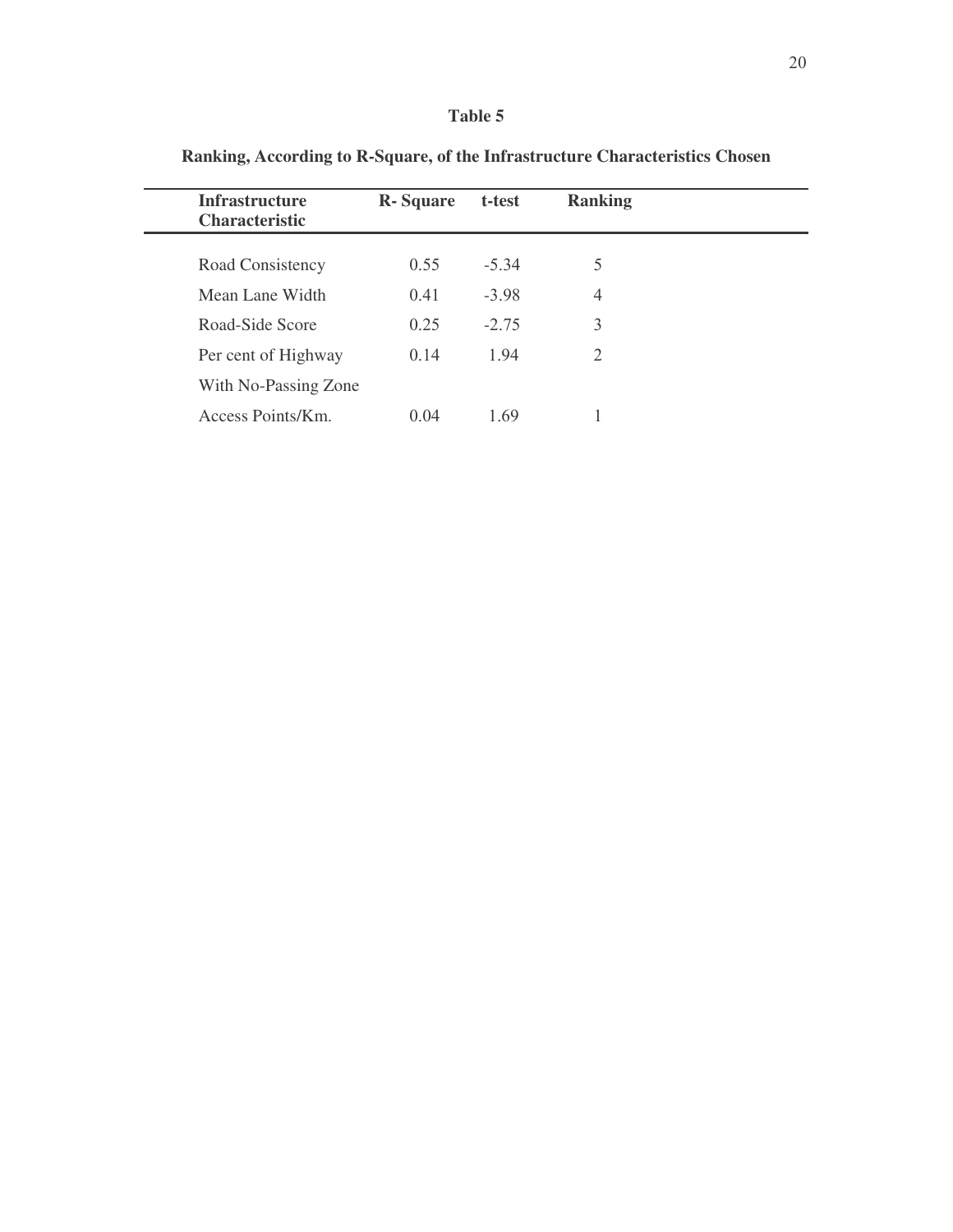**Table 5**

**Ranking, According to R-Square, of the Infrastructure Characteristics Chosen**

| Infrastructure Characteristic | R- Square | t-test | Ranking |
|---|---|---|---|
| Road Consistency | 0.55 | -5.34 | 5 |
| Mean Lane Width | 0.41 | -3.98 | 4 |
| Road-Side Score | 0.25 | -2.75 | 3 |
| Per cent of Highway With No-Passing Zone | 0.14 | 1.94 | 2 |
| Access Points/Km. | 0.04 | 1.69 | 1 |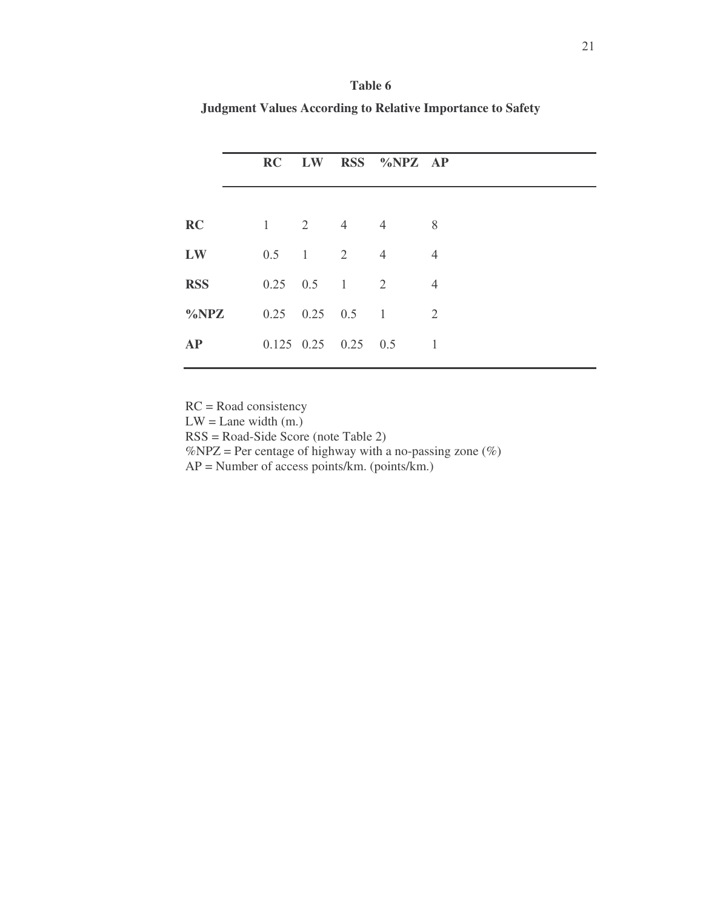**Table 6**

**Judgment Values According to Relative Importance to Safety**

| | RC | LW | RSS | %NPZ | AP |
|---|---|---|---|---|---|
| **RC** | 1 | 2 | 4 | 4 | 8 |
| **LW** | 0.5 | 1 | 2 | 4 | 4 |
| **RSS** | 0.25 | 0.5 | 1 | 2 | 4 |
| **%NPZ** | 0.25 | 0.25 | 0.5 | 1 | 2 |
| **AP** | 0.125 | 0.25 | 0.25 | 0.5 | 1 |

RC = Road consistency
LW = Lane width (m.)
RSS = Road-Side Score (note Table 2)
%NPZ = Per centage of highway with a no-passing zone (%)
AP = Number of access points/km. (points/km.)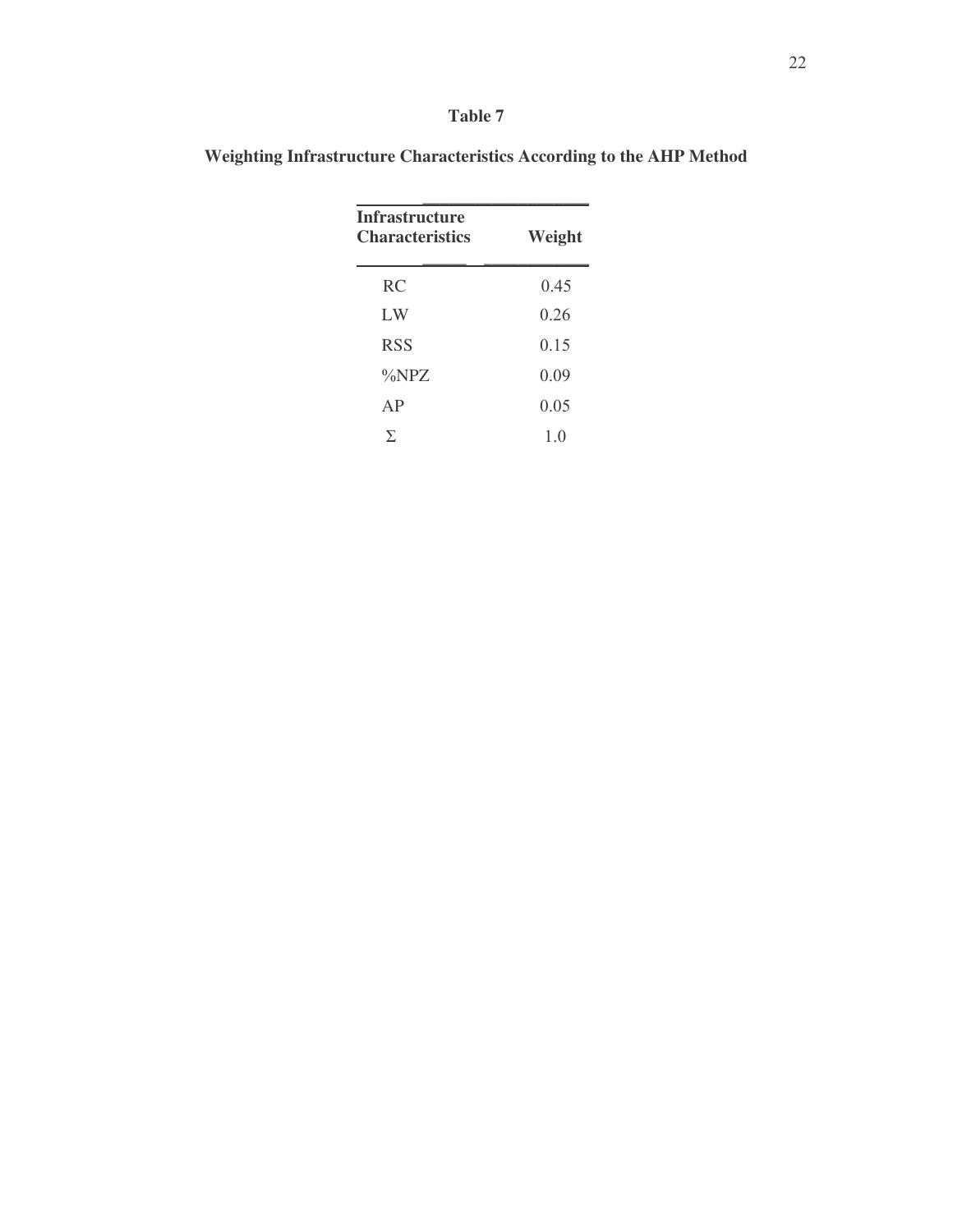**Table 7**

**Weighting Infrastructure Characteristics According to the AHP Method**

| Infrastructure Characteristics | Weight |
| --- | --- |
| RC | 0.45 |
| LW | 0.26 |
| RSS | 0.15 |
| %NPZ | 0.09 |
| AP | 0.05 |
| Σ | 1.0 |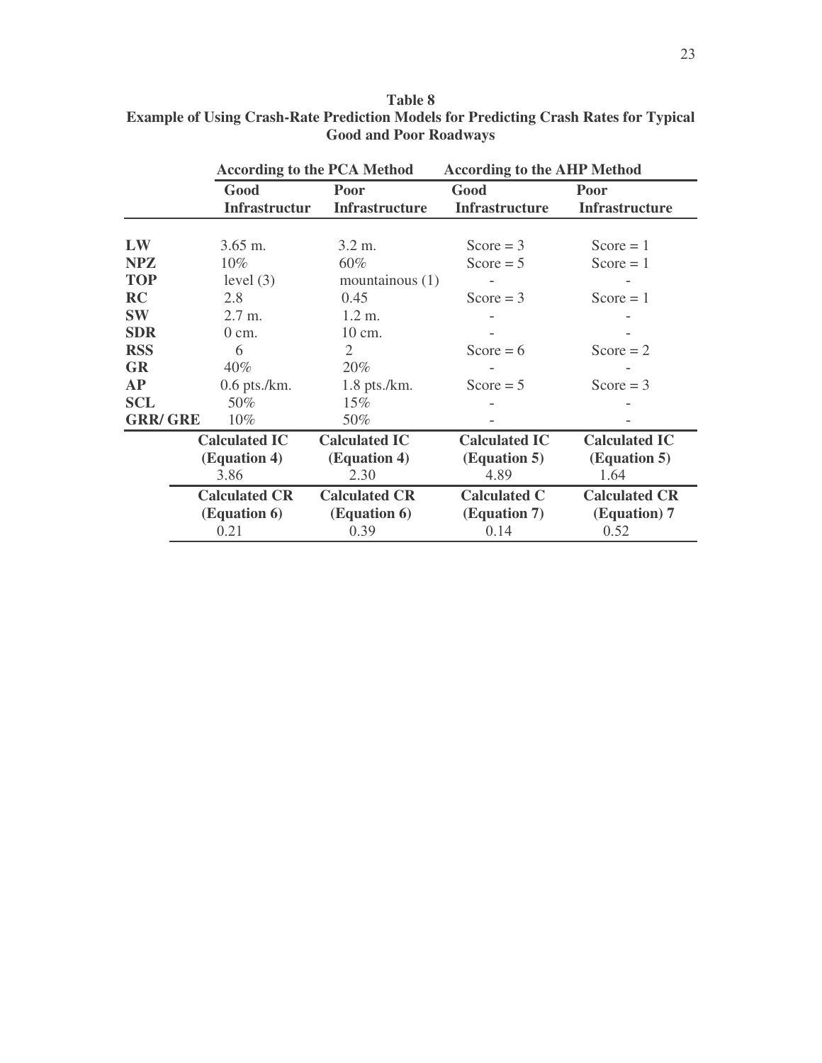**Table 8**
**Example of Using Crash-Rate Prediction Models for Predicting Crash Rates for Typical Good and Poor Roadways**

| | According to the PCA Method | | According to the AHP Method | |
|---|---|---|---|---|
| | **Good Infrastructur** | **Poor Infrastructure** | **Good Infrastructure** | **Poor Infrastructure** |
| **LW** | 3.65 m. | 3.2 m. | Score = 3 | Score = 1 |
| **NPZ** | 10% | 60% | Score = 5 | Score = 1 |
| **TOP** | level (3) | mountainous (1) | - | - |
| **RC** | 2.8 | 0.45 | Score = 3 | Score = 1 |
| **SW** | 2.7 m. | 1.2 m. | - | - |
| **SDR** | 0 cm. | 10 cm. | - | - |
| **RSS** | 6 | 2 | Score = 6 | Score = 2 |
| **GR** | 40% | 20% | - | - |
| **AP** | 0.6 pts./km. | 1.8 pts./km. | Score = 5 | Score = 3 |
| **SCL** | 50% | 15% | - | - |
| **GRR/ GRE** | 10% | 50% | - | - |
| | **Calculated IC (Equation 4)** 3.86 | **Calculated IC (Equation 4)** 2.30 | **Calculated IC (Equation 5)** 4.89 | **Calculated IC (Equation 5)** 1.64 |
| | **Calculated CR (Equation 6)** 0.21 | **Calculated CR (Equation 6)** 0.39 | **Calculated C (Equation 7)** 0.14 | **Calculated CR (Equation) 7** 0.52 |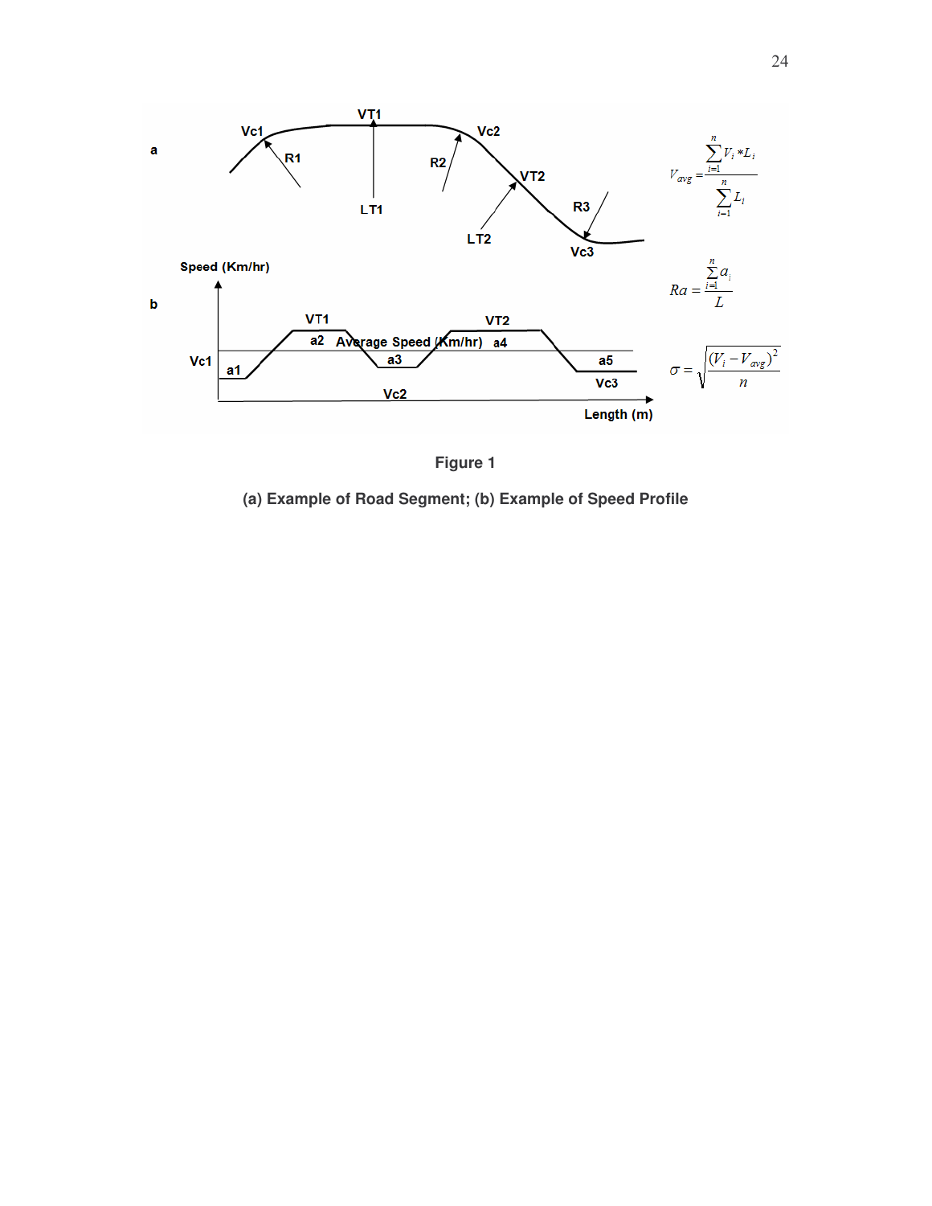$$V_{avg} = \frac{\sum_{i=1}^{n} V_i * L_i}{\sum_{i=1}^{n} L_i}$$

$$Ra = \frac{\sum_{i=1}^{n} a_i}{L}$$

$$\sigma = \sqrt{\frac{(V_i - V_{avg})^2}{n}}$$

**Figure 1**

**(a) Example of Road Segment; (b) Example of Speed Profile**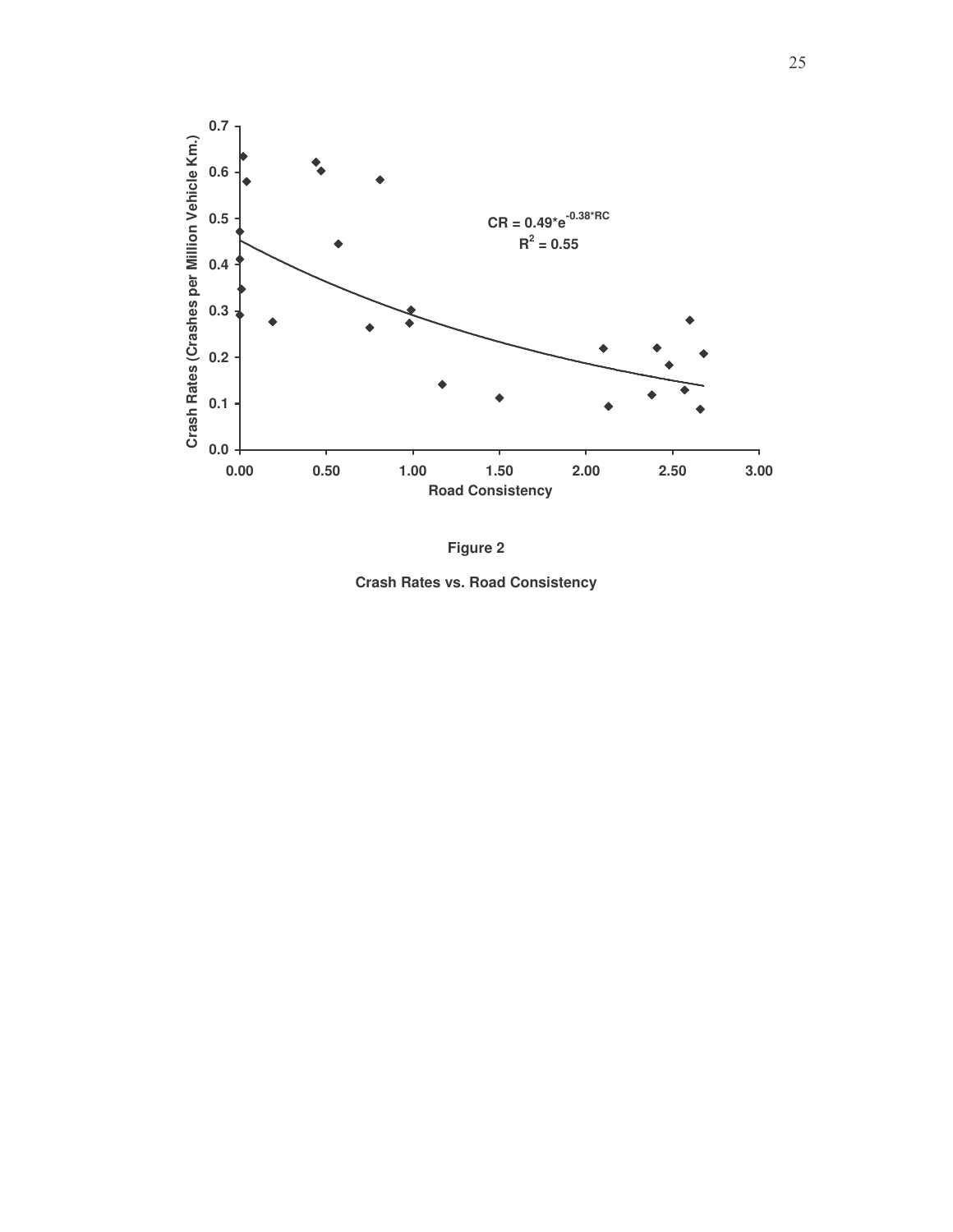**Figure 2**

**Crash Rates vs. Road Consistency**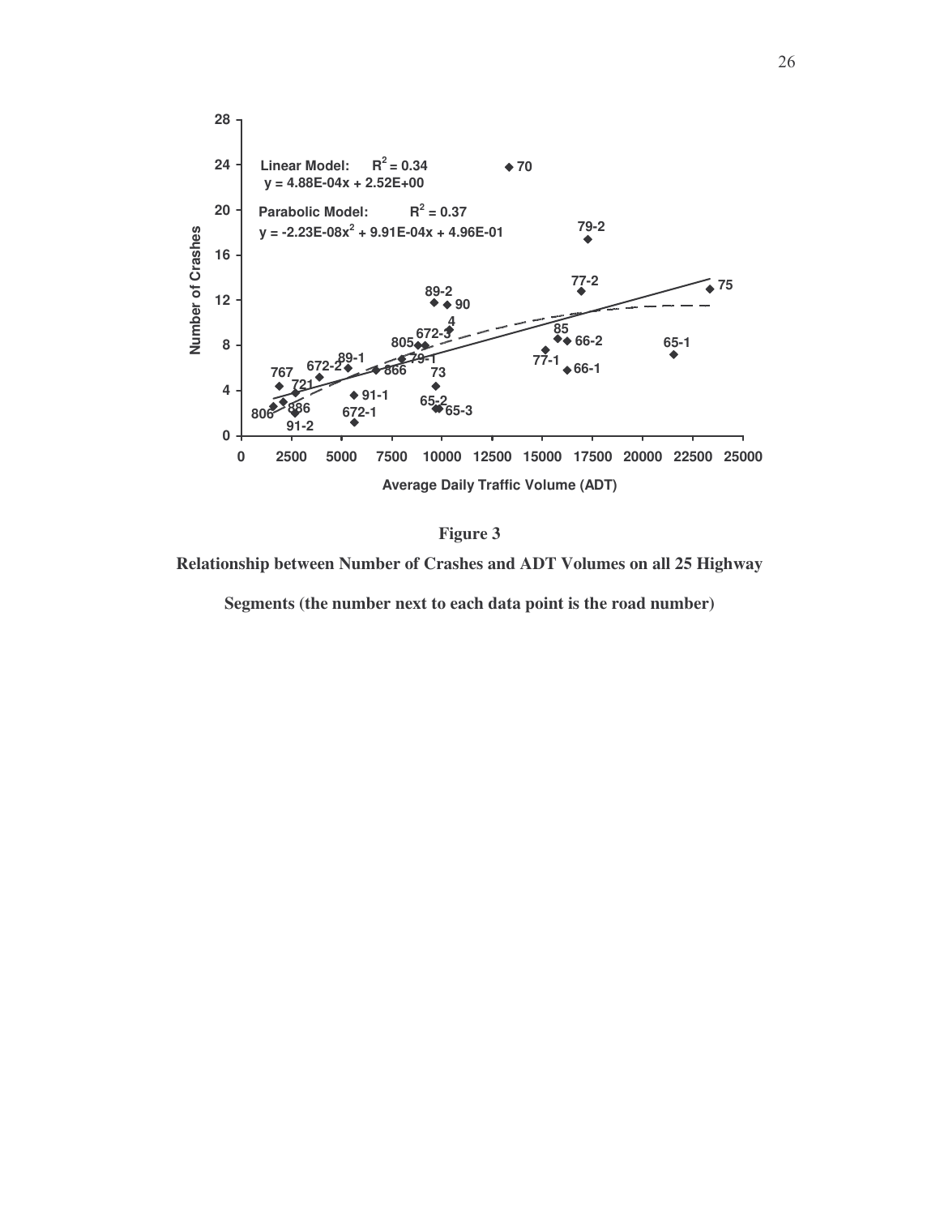Linear Model: $R^2 = 0.34$
$y = 4.88E\text{-}04x + 2.52E\text{+}00$

Parabolic Model: $R^2 = 0.37$
$y = -2.23E\text{-}08x^2 + 9.91E\text{-}04x + 4.96E\text{-}01$

**Figure 3**

**Relationship between Number of Crashes and ADT Volumes on all 25 Highway Segments (the number next to each data point is the road number)**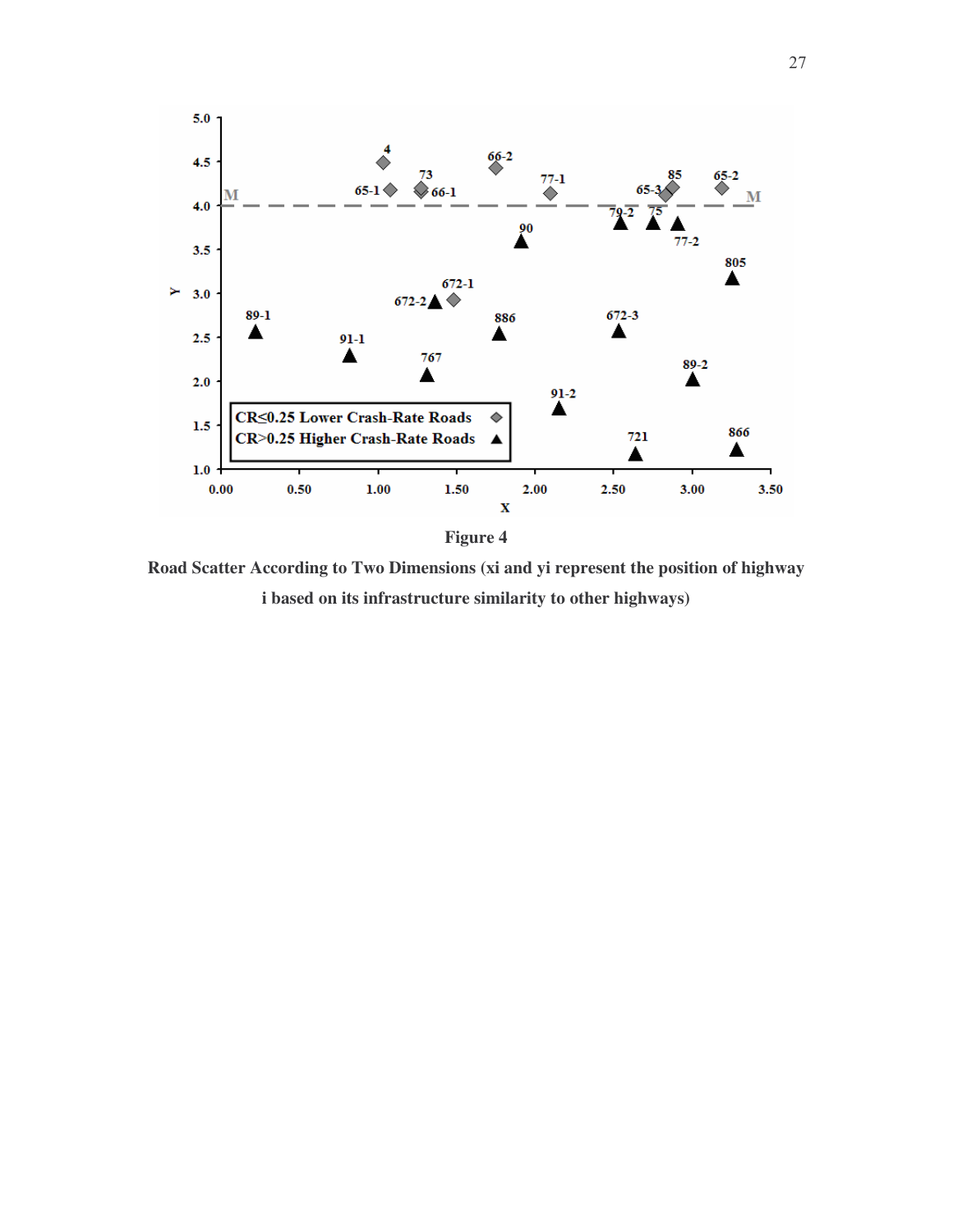**Figure 4**

**Road Scatter According to Two Dimensions ($x_i$ and $y_i$ represent the position of highway i based on its infrastructure similarity to other highways)**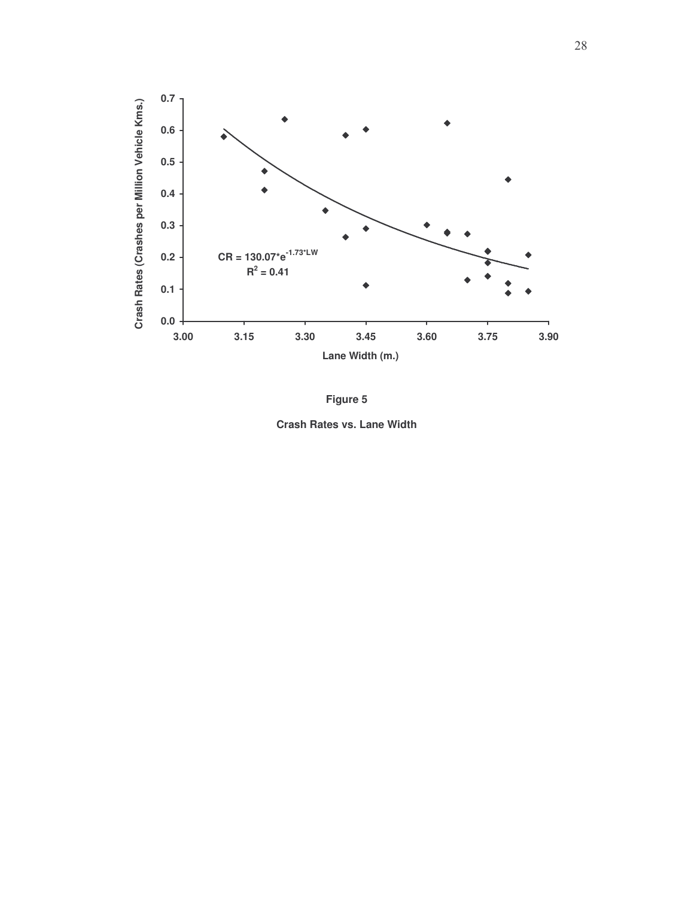**Figure 5**

**Crash Rates vs. Lane Width**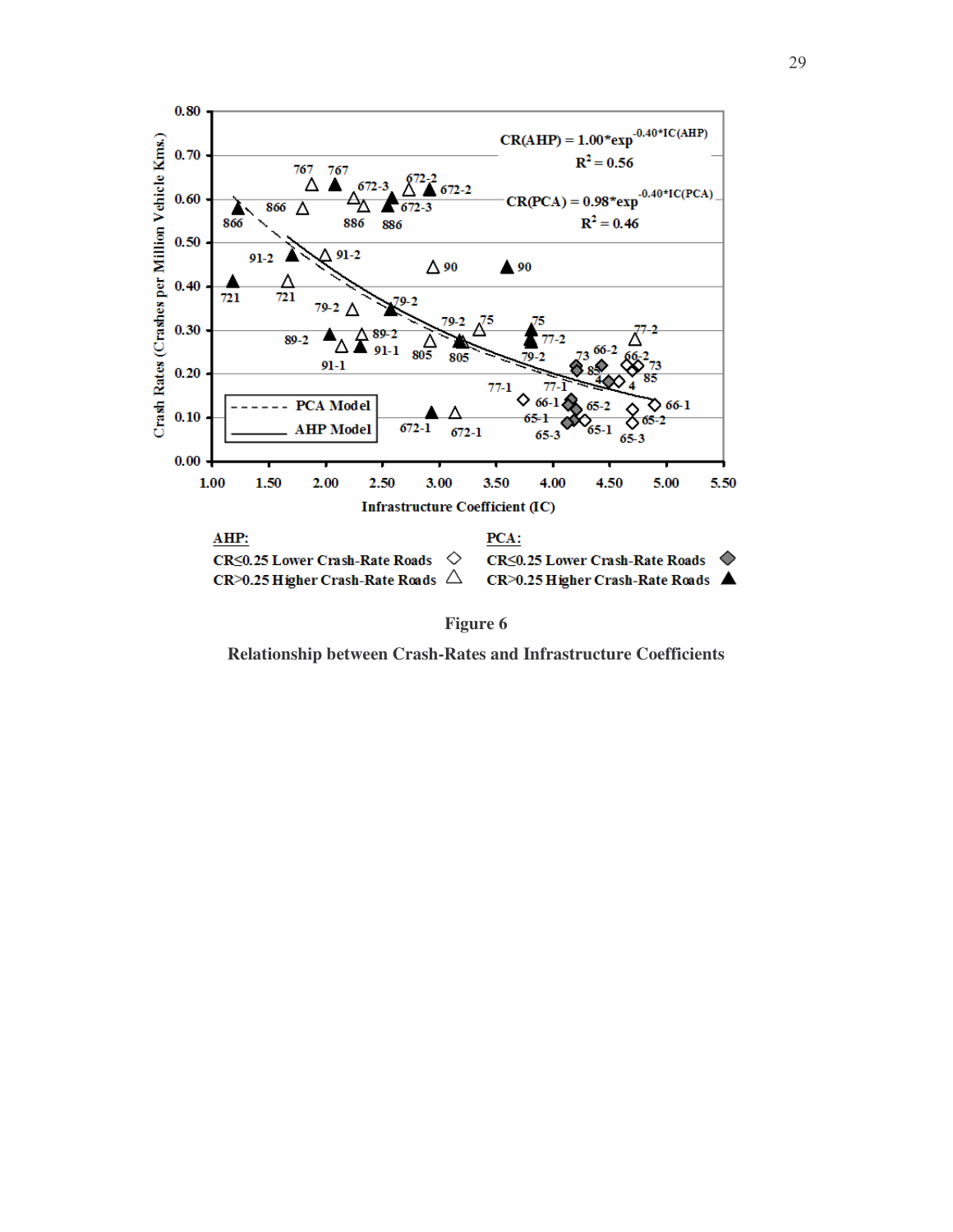0.80
0.70
0.60
0.50
0.40
0.30
0.20
0.10
0.00

Crash Rates (Crashes per Million Vehicle Kms.)

1.00 1.50 2.00 2.50 3.00 3.50 4.00 4.50 5.00 5.50

Infrastructure Coefficient (IC)

$CR(AHP) = 1.00*exp^{-0.40*IC(AHP)}$

$R^2 = 0.56$

$CR(PCA) = 0.98*exp^{-0.40*IC(PCA)}$

$R^2 = 0.46$

767 767 672-3 672-2 672-2 672-3 866 866 886 886 91-2 91-2 90 90 721 721 79-2 79-2 79-2 75 75 89-2 89-2 91-1 91-1 805 805 77-2 79-2 73 66-2 77-2 66-2 85 73 4 4 85 77-1 77-1 66-1 65-2 66-1 65-1 65-1 65-2 65-3 65-3 672-1 672-1

PCA Model

AHP Model

AHP:

CR≤0.25 Lower Crash-Rate Roads ◇

CR>0.25 Higher Crash-Rate Roads △

PCA:

CR≤0.25 Lower Crash-Rate Roads ◆

CR>0.25 Higher Crash-Rate Roads ▲

**Figure 6**

**Relationship between Crash-Rates and Infrastructure Coefficients**